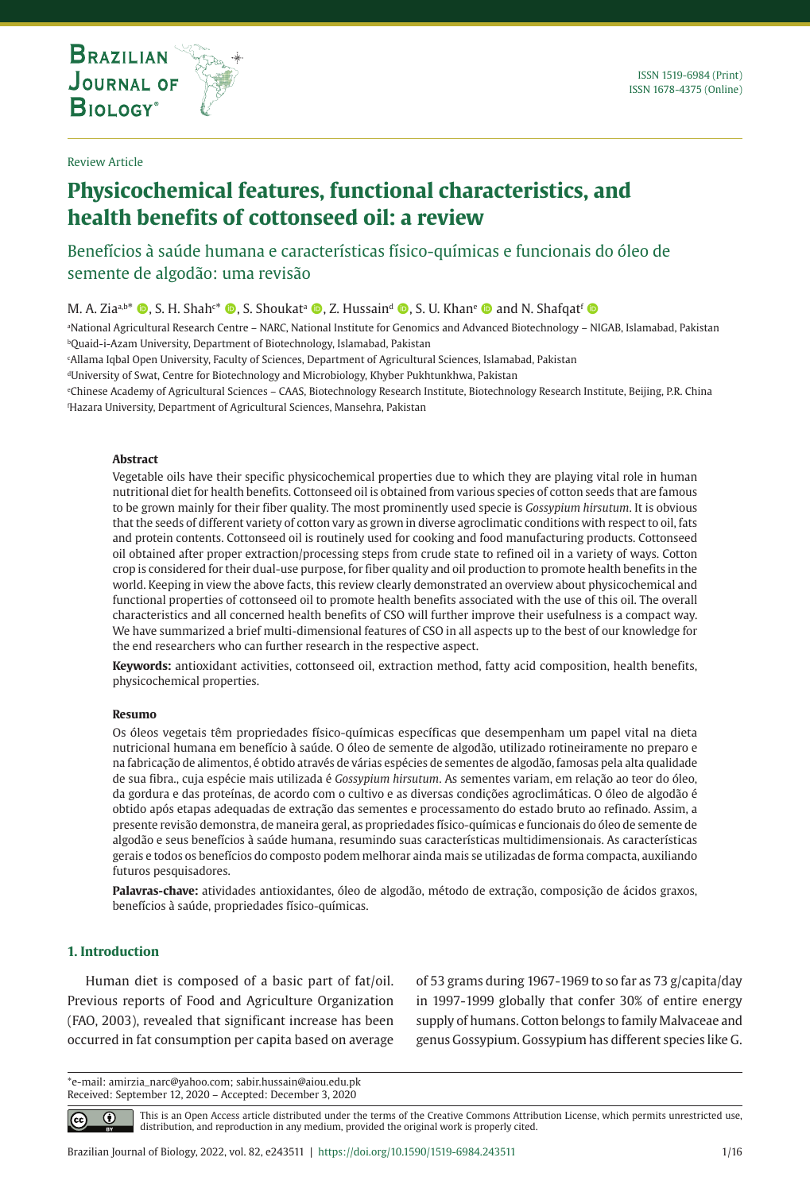Review Article

# Physicochemical features, functional characteristics, and health benefits of cottonseed oil: a review

## Benefícios à saúde humana e características físico-químicas e funcionais do óleo de semente de algodão: uma revisão

M. A. Zia[a,b*], S. H. Shah[c*], S. Shoukat[a], Z. Hussain[d], S. U. Khan[e] and N. Shafqat[f]

[a]National Agricultural Research Centre – NARC, National Institute for Genomics and Advanced Biotechnology – NIGAB, Islamabad, Pakistan
[b]Quaid-i-Azam University, Department of Biotechnology, Islamabad, Pakistan
[c]Allama Iqbal Open University, Faculty of Sciences, Department of Agricultural Sciences, Islamabad, Pakistan
[d]University of Swat, Centre for Biotechnology and Microbiology, Khyber Pukhtunkhwa, Pakistan
[e]Chinese Academy of Agricultural Sciences – CAAS, Biotechnology Research Institute, Biotechnology Research Institute, Beijing, P.R. China
[f]Hazara University, Department of Agricultural Sciences, Mansehra, Pakistan

**Abstract**

Vegetable oils have their specific physicochemical properties due to which they are playing vital role in human nutritional diet for health benefits. Cottonseed oil is obtained from various species of cotton seeds that are famous to be grown mainly for their fiber quality. The most prominently used specie is *Gossypium hirsutum*. It is obvious that the seeds of different variety of cotton vary as grown in diverse agroclimatic conditions with respect to oil, fats and protein contents. Cottonseed oil is routinely used for cooking and food manufacturing products. Cottonseed oil obtained after proper extraction/processing steps from crude state to refined oil in a variety of ways. Cotton crop is considered for their dual-use purpose, for fiber quality and oil production to promote health benefits in the world. Keeping in view the above facts, this review clearly demonstrated an overview about physicochemical and functional properties of cottonseed oil to promote health benefits associated with the use of this oil. The overall characteristics and all concerned health benefits of CSO will further improve their usefulness is a compact way. We have summarized a brief multi-dimensional features of CSO in all aspects up to the best of our knowledge for the end researchers who can further research in the respective aspect.

**Keywords:** antioxidant activities, cottonseed oil, extraction method, fatty acid composition, health benefits, physicochemical properties.

**Resumo**

Os óleos vegetais têm propriedades físico-químicas específicas que desempenham um papel vital na dieta nutricional humana em benefício à saúde. O óleo de semente de algodão, utilizado rotineiramente no preparo e na fabricação de alimentos, é obtido através de várias espécies de sementes de algodão, famosas pela alta qualidade de sua fibra., cuja espécie mais utilizada é *Gossypium hirsutum*. As sementes variam, em relação ao teor do óleo, da gordura e das proteínas, de acordo com o cultivo e as diversas condições agroclimáticas. O óleo de algodão é obtido após etapas adequadas de extração das sementes e processamento do estado bruto ao refinado. Assim, a presente revisão demonstra, de maneira geral, as propriedades físico-químicas e funcionais do óleo de semente de algodão e seus benefícios à saúde humana, resumindo suas características multidimensionais. As características gerais e todos os benefícios do composto podem melhorar ainda mais se utilizadas de forma compacta, auxiliando futuros pesquisadores.

**Palavras-chave:** atividades antioxidantes, óleo de algodão, método de extração, composição de ácidos graxos, benefícios à saúde, propriedades físico-químicas.

## 1. Introduction

Human diet is composed of a basic part of fat/oil. Previous reports of Food and Agriculture Organization (FAO, 2003), revealed that significant increase has been occurred in fat consumption per capita based on average of 53 grams during 1967-1969 to so far as 73 g/capita/day in 1997-1999 globally that confer 30% of entire energy supply of humans. Cotton belongs to family Malvaceae and genus Gossypium. Gossypium has different species like G.

*e-mail: amirzia_narc@yahoo.com; sabir.hussain@aiou.edu.pk
Received: September 12, 2020 – Accepted: December 3, 2020

This is an Open Access article distributed under the terms of the Creative Commons Attribution License, which permits unrestricted use, distribution, and reproduction in any medium, provided the original work is properly cited.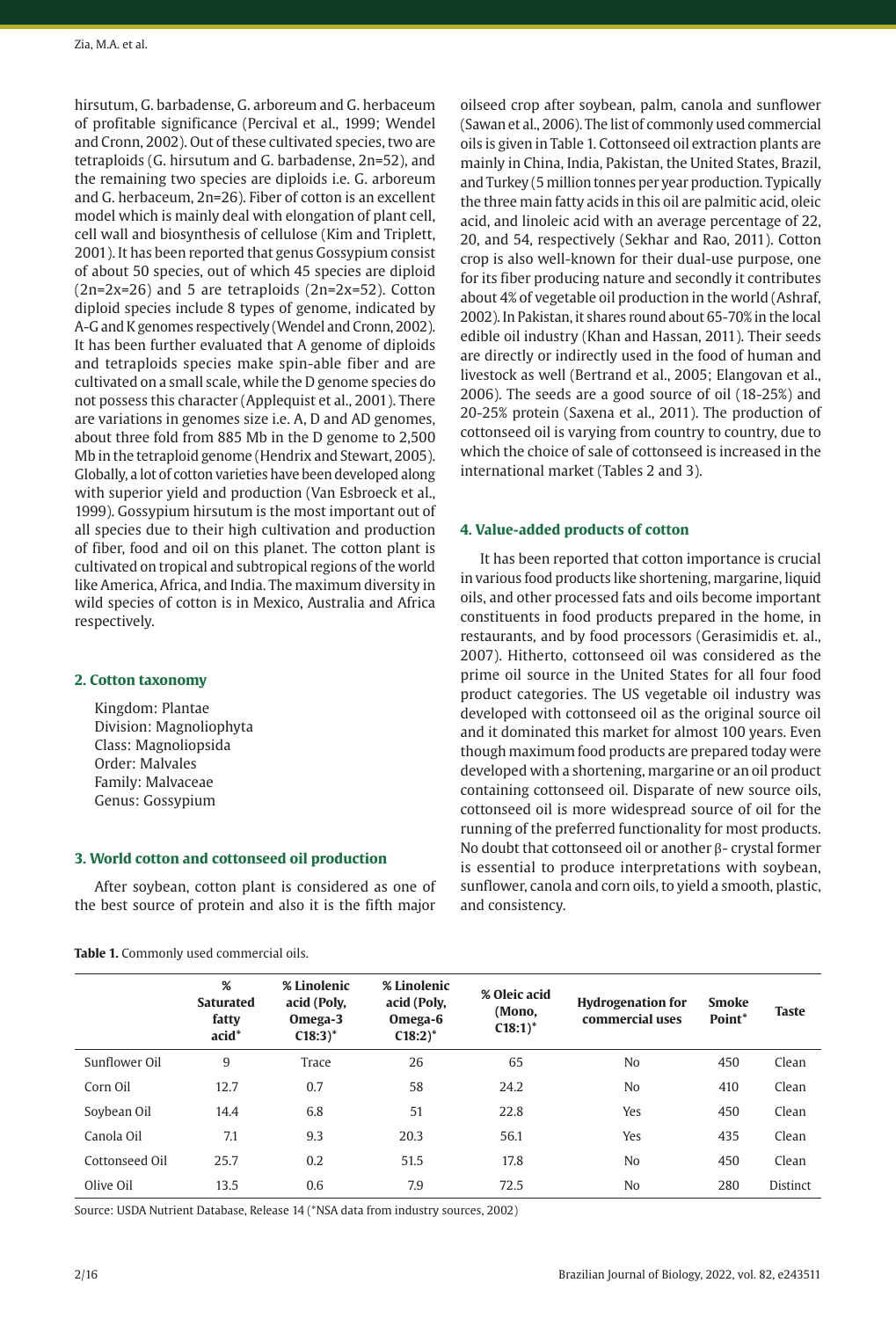hirsutum, G. barbadense, G. arboreum and G. herbaceum of profitable significance (Percival et al., 1999; Wendel and Cronn, 2002). Out of these cultivated species, two are tetraploids (G. hirsutum and G. barbadense, 2n=52), and the remaining two species are diploids i.e. G. arboreum and G. herbaceum, 2n=26). Fiber of cotton is an excellent model which is mainly deal with elongation of plant cell, cell wall and biosynthesis of cellulose (Kim and Triplett, 2001). It has been reported that genus Gossypium consist of about 50 species, out of which 45 species are diploid (2n=2x=26) and 5 are tetraploids (2n=2x=52). Cotton diploid species include 8 types of genome, indicated by A-G and K genomes respectively (Wendel and Cronn, 2002). It has been further evaluated that A genome of diploids and tetraploids species make spin-able fiber and are cultivated on a small scale, while the D genome species do not possess this character (Applequist et al., 2001). There are variations in genomes size i.e. A, D and AD genomes, about three fold from 885 Mb in the D genome to 2,500 Mb in the tetraploid genome (Hendrix and Stewart, 2005). Globally, a lot of cotton varieties have been developed along with superior yield and production (Van Esbroeck et al., 1999). Gossypium hirsutum is the most important out of all species due to their high cultivation and production of fiber, food and oil on this planet. The cotton plant is cultivated on tropical and subtropical regions of the world like America, Africa, and India. The maximum diversity in wild species of cotton is in Mexico, Australia and Africa respectively.

## 2. Cotton taxonomy

Kingdom: Plantae
Division: Magnoliophyta
Class: Magnoliopsida
Order: Malvales
Family: Malvaceae
Genus: Gossypium

## 3. World cotton and cottonseed oil production

After soybean, cotton plant is considered as one of the best source of protein and also it is the fifth major oilseed crop after soybean, palm, canola and sunflower (Sawan et al., 2006). The list of commonly used commercial oils is given in Table 1. Cottonseed oil extraction plants are mainly in China, India, Pakistan, the United States, Brazil, and Turkey (5 million tonnes per year production. Typically the three main fatty acids in this oil are palmitic acid, oleic acid, and linoleic acid with an average percentage of 22, 20, and 54, respectively (Sekhar and Rao, 2011). Cotton crop is also well-known for their dual-use purpose, one for its fiber producing nature and secondly it contributes about 4% of vegetable oil production in the world (Ashraf, 2002). In Pakistan, it shares round about 65-70% in the local edible oil industry (Khan and Hassan, 2011). Their seeds are directly or indirectly used in the food of human and livestock as well (Bertrand et al., 2005; Elangovan et al., 2006). The seeds are a good source of oil (18-25%) and 20-25% protein (Saxena et al., 2011). The production of cottonseed oil is varying from country to country, due to which the choice of sale of cottonseed is increased in the international market (Tables 2 and 3).

## 4. Value-added products of cotton

It has been reported that cotton importance is crucial in various food products like shortening, margarine, liquid oils, and other processed fats and oils become important constituents in food products prepared in the home, in restaurants, and by food processors (Gerasimidis et. al., 2007). Hitherto, cottonseed oil was considered as the prime oil source in the United States for all four food product categories. The US vegetable oil industry was developed with cottonseed oil as the original source oil and it dominated this market for almost 100 years. Even though maximum food products are prepared today were developed with a shortening, margarine or an oil product containing cottonseed oil. Disparate of new source oils, cottonseed oil is more widespread source of oil for the running of the preferred functionality for most products. No doubt that cottonseed oil or another β- crystal former is essential to produce interpretations with soybean, sunflower, canola and corn oils, to yield a smooth, plastic, and consistency.

**Table 1.** Commonly used commercial oils.

| | % Saturated fatty acid* | % Linolenic acid (Poly, Omega-3 C18:3)* | % Linolenic acid (Poly, Omega-6 C18:2)* | % Oleic acid (Mono, C18:1)* | Hydrogenation for commercial uses | Smoke Point* | Taste |
|---|---|---|---|---|---|---|---|
| Sunflower Oil | 9 | Trace | 26 | 65 | No | 450 | Clean |
| Corn Oil | 12.7 | 0.7 | 58 | 24.2 | No | 410 | Clean |
| Soybean Oil | 14.4 | 6.8 | 51 | 22.8 | Yes | 450 | Clean |
| Canola Oil | 7.1 | 9.3 | 20.3 | 56.1 | Yes | 435 | Clean |
| Cottonseed Oil | 25.7 | 0.2 | 51.5 | 17.8 | No | 450 | Clean |
| Olive Oil | 13.5 | 0.6 | 7.9 | 72.5 | No | 280 | Distinct |

Source: USDA Nutrient Database, Release 14 (*NSA data from industry sources, 2002)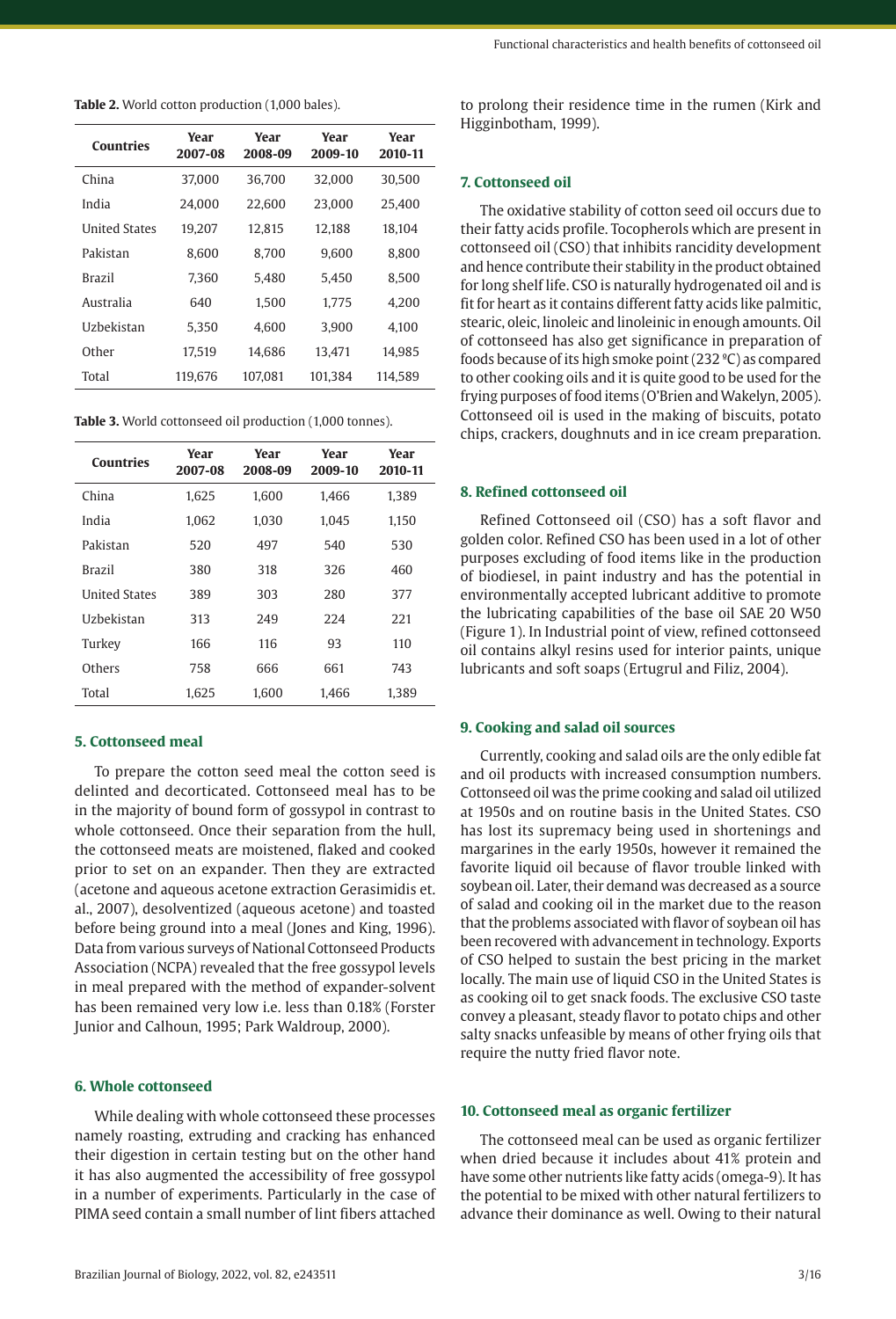**Table 2.** World cotton production (1,000 bales).

| Countries | Year 2007-08 | Year 2008-09 | Year 2009-10 | Year 2010-11 |
|---|---|---|---|---|
| China | 37,000 | 36,700 | 32,000 | 30,500 |
| India | 24,000 | 22,600 | 23,000 | 25,400 |
| United States | 19,207 | 12,815 | 12,188 | 18,104 |
| Pakistan | 8,600 | 8,700 | 9,600 | 8,800 |
| Brazil | 7,360 | 5,480 | 5,450 | 8,500 |
| Australia | 640 | 1,500 | 1,775 | 4,200 |
| Uzbekistan | 5,350 | 4,600 | 3,900 | 4,100 |
| Other | 17,519 | 14,686 | 13,471 | 14,985 |
| Total | 119,676 | 107,081 | 101,384 | 114,589 |

**Table 3.** World cottonseed oil production (1,000 tonnes).

| Countries | Year 2007-08 | Year 2008-09 | Year 2009-10 | Year 2010-11 |
|---|---|---|---|---|
| China | 1,625 | 1,600 | 1,466 | 1,389 |
| India | 1,062 | 1,030 | 1,045 | 1,150 |
| Pakistan | 520 | 497 | 540 | 530 |
| Brazil | 380 | 318 | 326 | 460 |
| United States | 389 | 303 | 280 | 377 |
| Uzbekistan | 313 | 249 | 224 | 221 |
| Turkey | 166 | 116 | 93 | 110 |
| Others | 758 | 666 | 661 | 743 |
| Total | 1,625 | 1,600 | 1,466 | 1,389 |

## 5. Cottonseed meal

To prepare the cotton seed meal the cotton seed is delinted and decorticated. Cottonseed meal has to be in the majority of bound form of gossypol in contrast to whole cottonseed. Once their separation from the hull, the cottonseed meats are moistened, flaked and cooked prior to set on an expander. Then they are extracted (acetone and aqueous acetone extraction Gerasimidis et. al., 2007), desolventized (aqueous acetone) and toasted before being ground into a meal (Jones and King, 1996). Data from various surveys of National Cottonseed Products Association (NCPA) revealed that the free gossypol levels in meal prepared with the method of expander-solvent has been remained very low i.e. less than 0.18% (Forster Junior and Calhoun, 1995; Park Waldroup, 2000).

## 6. Whole cottonseed

While dealing with whole cottonseed these processes namely roasting, extruding and cracking has enhanced their digestion in certain testing but on the other hand it has also augmented the accessibility of free gossypol in a number of experiments. Particularly in the case of PIMA seed contain a small number of lint fibers attached to prolong their residence time in the rumen (Kirk and Higginbotham, 1999).

## 7. Cottonseed oil

The oxidative stability of cotton seed oil occurs due to their fatty acids profile. Tocopherols which are present in cottonseed oil (CSO) that inhibits rancidity development and hence contribute their stability in the product obtained for long shelf life. CSO is naturally hydrogenated oil and is fit for heart as it contains different fatty acids like palmitic, stearic, oleic, linoleic and linoleinic in enough amounts. Oil of cottonseed has also get significance in preparation of foods because of its high smoke point (232 ºC) as compared to other cooking oils and it is quite good to be used for the frying purposes of food items (O'Brien and Wakelyn, 2005). Cottonseed oil is used in the making of biscuits, potato chips, crackers, doughnuts and in ice cream preparation.

## 8. Refined cottonseed oil

Refined Cottonseed oil (CSO) has a soft flavor and golden color. Refined CSO has been used in a lot of other purposes excluding of food items like in the production of biodiesel, in paint industry and has the potential in environmentally accepted lubricant additive to promote the lubricating capabilities of the base oil SAE 20 W50 (Figure 1). In Industrial point of view, refined cottonseed oil contains alkyl resins used for interior paints, unique lubricants and soft soaps (Ertugrul and Filiz, 2004).

## 9. Cooking and salad oil sources

Currently, cooking and salad oils are the only edible fat and oil products with increased consumption numbers. Cottonseed oil was the prime cooking and salad oil utilized at 1950s and on routine basis in the United States. CSO has lost its supremacy being used in shortenings and margarines in the early 1950s, however it remained the favorite liquid oil because of flavor trouble linked with soybean oil. Later, their demand was decreased as a source of salad and cooking oil in the market due to the reason that the problems associated with flavor of soybean oil has been recovered with advancement in technology. Exports of CSO helped to sustain the best pricing in the market locally. The main use of liquid CSO in the United States is as cooking oil to get snack foods. The exclusive CSO taste convey a pleasant, steady flavor to potato chips and other salty snacks unfeasible by means of other frying oils that require the nutty fried flavor note.

## 10. Cottonseed meal as organic fertilizer

The cottonseed meal can be used as organic fertilizer when dried because it includes about 41% protein and have some other nutrients like fatty acids (omega-9). It has the potential to be mixed with other natural fertilizers to advance their dominance as well. Owing to their natural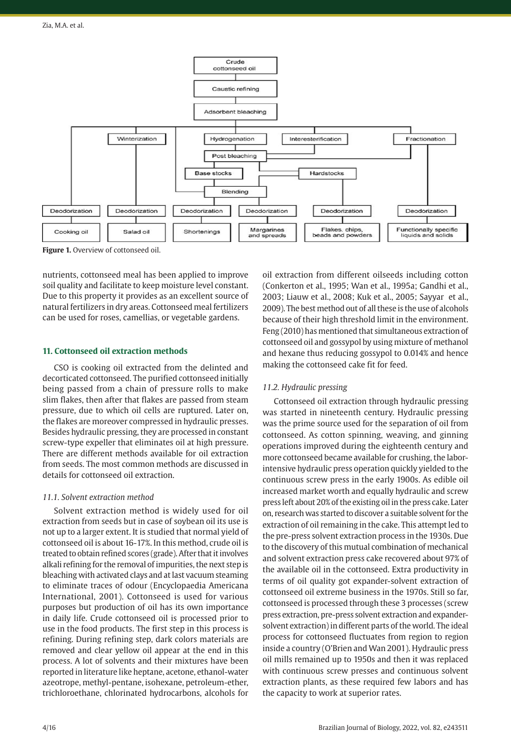**Figure 1.** Overview of cottonseed oil.

nutrients, cottonseed meal has been applied to improve soil quality and facilitate to keep moisture level constant. Due to this property it provides as an excellent source of natural fertilizers in dry areas. Cottonseed meal fertilizers can be used for roses, camellias, or vegetable gardens.

## 11. Cottonseed oil extraction methods

CSO is cooking oil extracted from the delinted and decorticated cottonseed. The purified cottonseed initially being passed from a chain of pressure rolls to make slim flakes, then after that flakes are passed from steam pressure, due to which oil cells are ruptured. Later on, the flakes are moreover compressed in hydraulic presses. Besides hydraulic pressing, they are processed in constant screw-type expeller that eliminates oil at high pressure. There are different methods available for oil extraction from seeds. The most common methods are discussed in details for cottonseed oil extraction.

### *11.1. Solvent extraction method*

Solvent extraction method is widely used for oil extraction from seeds but in case of soybean oil its use is not up to a larger extent. It is studied that normal yield of cottonseed oil is about 16-17%. In this method, crude oil is treated to obtain refined scores (grade). After that it involves alkali refining for the removal of impurities, the next step is bleaching with activated clays and at last vacuum steaming to eliminate traces of odour (Encyclopaedia Americana International, 2001). Cottonseed is used for various purposes but production of oil has its own importance in daily life. Crude cottonseed oil is processed prior to use in the food products. The first step in this process is refining. During refining step, dark colors materials are removed and clear yellow oil appear at the end in this process. A lot of solvents and their mixtures have been reported in literature like heptane, acetone, ethanol-water azeotrope, methyl-pentane, isohexane, petroleum-ether, trichloroethane, chlorinated hydrocarbons, alcohols for oil extraction from different oilseeds including cotton (Conkerton et al., 1995; Wan et al., 1995a; Gandhi et al., 2003; Liauw et al., 2008; Kuk et al., 2005; Sayyar et al., 2009). The best method out of all these is the use of alcohols because of their high threshold limit in the environment. Feng (2010) has mentioned that simultaneous extraction of cottonseed oil and gossypol by using mixture of methanol and hexane thus reducing gossypol to 0.014% and hence making the cottonseed cake fit for feed.

### *11.2. Hydraulic pressing*

Cottonseed oil extraction through hydraulic pressing was started in nineteenth century. Hydraulic pressing was the prime source used for the separation of oil from cottonseed. As cotton spinning, weaving, and ginning operations improved during the eighteenth century and more cottonseed became available for crushing, the labor-intensive hydraulic press operation quickly yielded to the continuous screw press in the early 1900s. As edible oil increased market worth and equally hydraulic and screw press left about 20% of the existing oil in the press cake. Later on, research was started to discover a suitable solvent for the extraction of oil remaining in the cake. This attempt led to the pre-press solvent extraction process in the 1930s. Due to the discovery of this mutual combination of mechanical and solvent extraction press cake recovered about 97% of the available oil in the cottonseed. Extra productivity in terms of oil quality got expander-solvent extraction of cottonseed oil extreme business in the 1970s. Still so far, cottonseed is processed through these 3 processes (screw press extraction, pre-press solvent extraction and expander-solvent extraction) in different parts of the world. The ideal process for cottonseed fluctuates from region to region inside a country (O'Brien and Wan 2001). Hydraulic press oil mills remained up to 1950s and then it was replaced with continuous screw presses and continuous solvent extraction plants, as these required few labors and has the capacity to work at superior rates.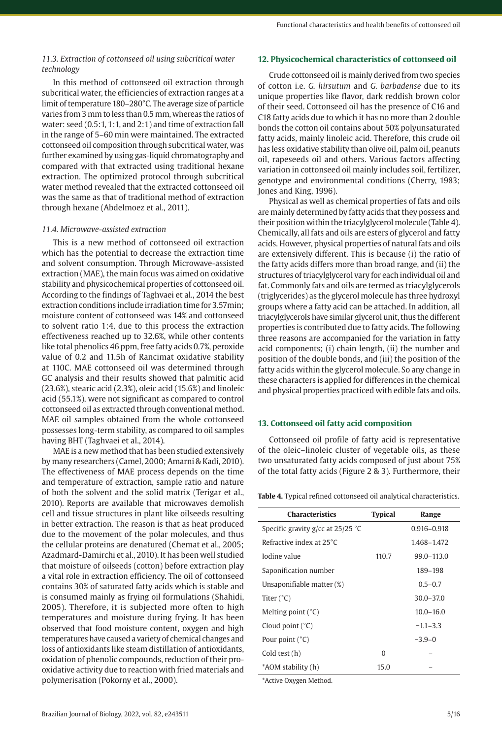### *11.3. Extraction of cottonseed oil using subcritical water technology*

In this method of cottonseed oil extraction through subcritical water, the efficiencies of extraction ranges at a limit of temperature 180–280°C. The average size of particle varies from 3 mm to less than 0.5 mm, whereas the ratios of water: seed (0.5:1, 1:1, and 2:1) and time of extraction fall in the range of 5–60 min were maintained. The extracted cottonseed oil composition through subcritical water, was further examined by using gas-liquid chromatography and compared with that extracted using traditional hexane extraction. The optimized protocol through subcritical water method revealed that the extracted cottonseed oil was the same as that of traditional method of extraction through hexane (Abdelmoez et al., 2011).

### *11.4. Microwave-assisted extraction*

This is a new method of cottonseed oil extraction which has the potential to decrease the extraction time and solvent consumption. Through Microwave-assisted extraction (MAE), the main focus was aimed on oxidative stability and physicochemical properties of cottonseed oil. According to the findings of Taghvaei et al., 2014 the best extraction conditions include irradiation time for 3.57min; moisture content of cottonseed was 14% and cottonseed to solvent ratio 1:4, due to this process the extraction effectiveness reached up to 32.6%, while other contents like total phenolics 46 ppm, free fatty acids 0.7%, peroxide value of 0.2 and 11.5h of Rancimat oxidative stability at 110C. MAE cottonseed oil was determined through GC analysis and their results showed that palmitic acid (23.6%), stearic acid (2.3%), oleic acid (15.6%) and linoleic acid (55.1%), were not significant as compared to control cottonseed oil as extracted through conventional method. MAE oil samples obtained from the whole cottonseed possesses long-term stability, as compared to oil samples having BHT (Taghvaei et al., 2014).

MAE is a new method that has been studied extensively by many researchers (Camel, 2000; Amarni & Kadi, 2010). The effectiveness of MAE process depends on the time and temperature of extraction, sample ratio and nature of both the solvent and the solid matrix (Terigar et al., 2010). Reports are available that microwaves demolish cell and tissue structures in plant like oilseeds resulting in better extraction. The reason is that as heat produced due to the movement of the polar molecules, and thus the cellular proteins are denatured (Chemat et al., 2005; Azadmard-Damirchi et al., 2010). It has been well studied that moisture of oilseeds (cotton) before extraction play a vital role in extraction efficiency. The oil of cottonseed contains 30% of saturated fatty acids which is stable and is consumed mainly as frying oil formulations (Shahidi, 2005). Therefore, it is subjected more often to high temperatures and moisture during frying. It has been observed that food moisture content, oxygen and high temperatures have caused a variety of chemical changes and loss of antioxidants like steam distillation of antioxidants, oxidation of phenolic compounds, reduction of their pro-oxidative activity due to reaction with fried materials and polymerisation (Pokorny et al., 2000).

## 12. Physicochemical characteristics of cottonseed oil

Crude cottonseed oil is mainly derived from two species of cotton i.e. *G. hirsutum* and *G. barbadense* due to its unique properties like flavor, dark reddish brown color of their seed. Cottonseed oil has the presence of C16 and C18 fatty acids due to which it has no more than 2 double bonds the cotton oil contains about 50% polyunsaturated fatty acids, mainly linoleic acid. Therefore, this crude oil has less oxidative stability than olive oil, palm oil, peanuts oil, rapeseeds oil and others. Various factors affecting variation in cottonseed oil mainly includes soil, fertilizer, genotype and environmental conditions (Cherry, 1983; Jones and King, 1996).

Physical as well as chemical properties of fats and oils are mainly determined by fatty acids that they possess and their position within the triacylglycerol molecule (Table 4). Chemically, all fats and oils are esters of glycerol and fatty acids. However, physical properties of natural fats and oils are extensively different. This is because (i) the ratio of the fatty acids differs more than broad range, and (ii) the structures of triacylglycerol vary for each individual oil and fat. Commonly fats and oils are termed as triacylglycerols (triglycerides) as the glycerol molecule has three hydroxyl groups where a fatty acid can be attached. In addition, all triacylglycerols have similar glycerol unit, thus the different properties is contributed due to fatty acids. The following three reasons are accompanied for the variation in fatty acid components; (i) chain length, (ii) the number and position of the double bonds, and (iii) the position of the fatty acids within the glycerol molecule. So any change in these characters is applied for differences in the chemical and physical properties practiced with edible fats and oils.

## 13. Cottonseed oil fatty acid composition

Cottonseed oil profile of fatty acid is representative of the oleic–linoleic cluster of vegetable oils, as these two unsaturated fatty acids composed of just about 75% of the total fatty acids (Figure 2 & 3). Furthermore, their

**Table 4.** Typical refined cottonseed oil analytical characteristics.

| Characteristics | Typical | Range |
|---|---|---|
| Specific gravity g/cc at 25/25 °C | | 0.916–0.918 |
| Refractive index at 25°C | | 1.468–1.472 |
| Iodine value | 110.7 | 99.0–113.0 |
| Saponification number | | 189–198 |
| Unsaponifiable matter (%) | | 0.5–0.7 |
| Titer (°C) | | 30.0–37.0 |
| Melting point (°C) | | 10.0–16.0 |
| Cloud point (°C) | | −1.1–3.3 |
| Pour point (°C) | | −3.9–0 |
| Cold test (h) | 0 | – |
| *AOM stability (h) | 15.0 | – |

*Active Oxygen Method.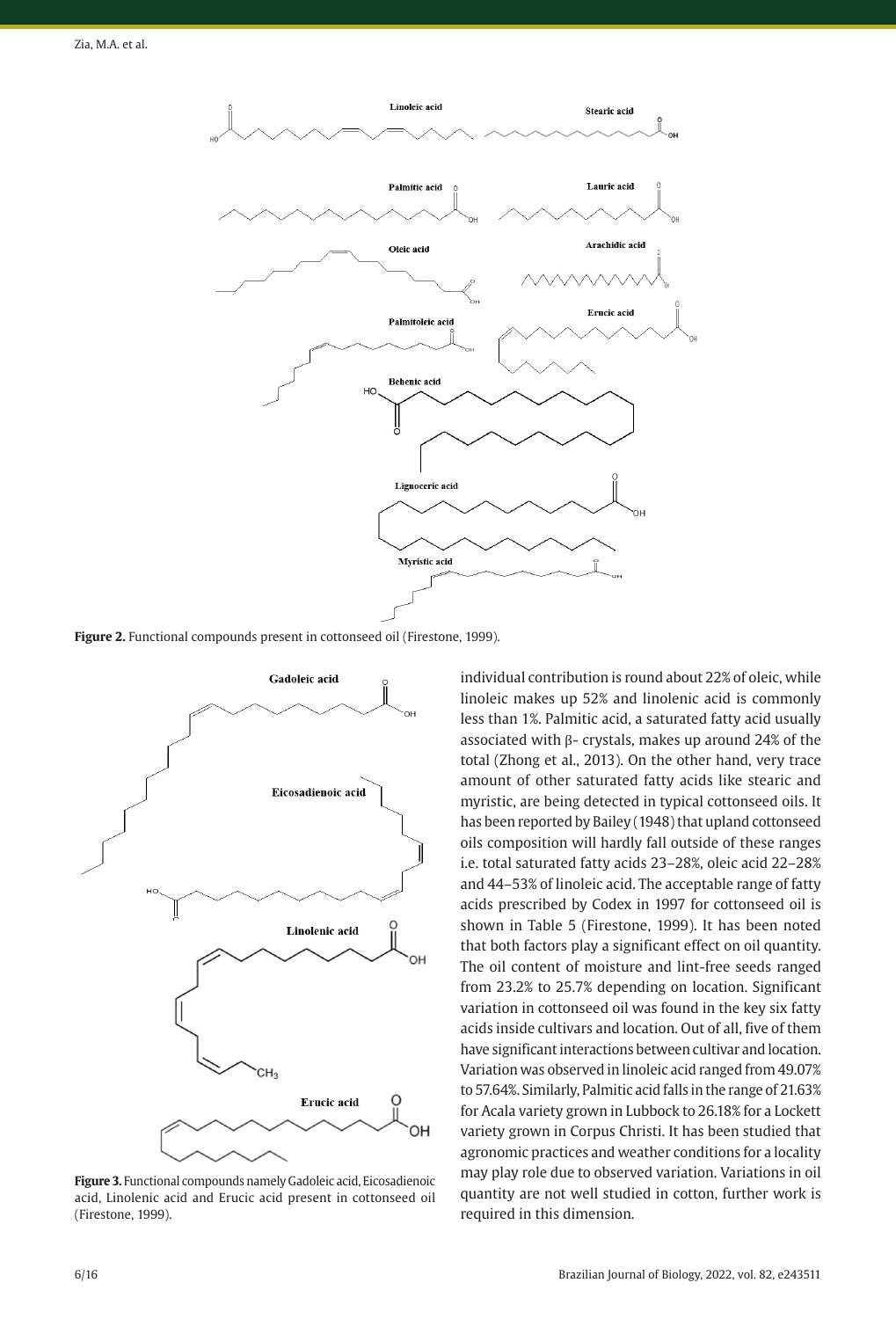**Figure 2.** Functional compounds present in cottonseed oil (Firestone, 1999).

**Figure 3.** Functional compounds namely Gadoleic acid, Eicosadienoic acid, Linolenic acid and Erucic acid present in cottonseed oil (Firestone, 1999).

individual contribution is round about 22% of oleic, while linoleic makes up 52% and linolenic acid is commonly less than 1%. Palmitic acid, a saturated fatty acid usually associated with β- crystals, makes up around 24% of the total (Zhong et al., 2013). On the other hand, very trace amount of other saturated fatty acids like stearic and myristic, are being detected in typical cottonseed oils. It has been reported by Bailey (1948) that upland cottonseed oils composition will hardly fall outside of these ranges i.e. total saturated fatty acids 23–28%, oleic acid 22–28% and 44–53% of linoleic acid. The acceptable range of fatty acids prescribed by Codex in 1997 for cottonseed oil is shown in Table 5 (Firestone, 1999). It has been noted that both factors play a significant effect on oil quantity. The oil content of moisture and lint-free seeds ranged from 23.2% to 25.7% depending on location. Significant variation in cottonseed oil was found in the key six fatty acids inside cultivars and location. Out of all, five of them have significant interactions between cultivar and location. Variation was observed in linoleic acid ranged from 49.07% to 57.64%. Similarly, Palmitic acid falls in the range of 21.63% for Acala variety grown in Lubbock to 26.18% for a Lockett variety grown in Corpus Christi. It has been studied that agronomic practices and weather conditions for a locality may play role due to observed variation. Variations in oil quantity are not well studied in cotton, further work is required in this dimension.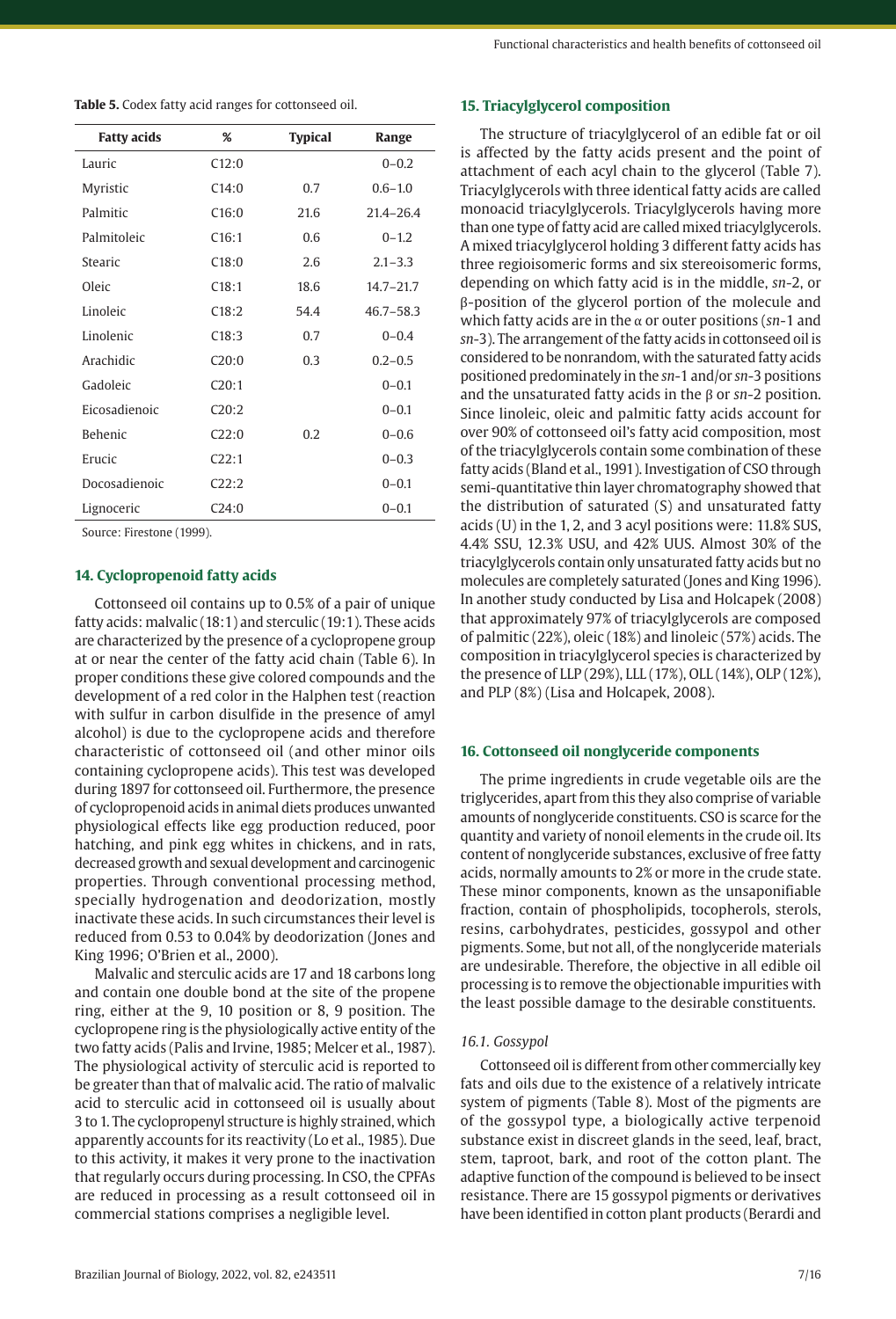**Table 5.** Codex fatty acid ranges for cottonseed oil.

| Fatty acids | % | Typical | Range |
|---|---|---|---|
| Lauric | C12:0 | | 0–0.2 |
| Myristic | C14:0 | 0.7 | 0.6–1.0 |
| Palmitic | C16:0 | 21.6 | 21.4–26.4 |
| Palmitoleic | C16:1 | 0.6 | 0–1.2 |
| Stearic | C18:0 | 2.6 | 2.1–3.3 |
| Oleic | C18:1 | 18.6 | 14.7–21.7 |
| Linoleic | C18:2 | 54.4 | 46.7–58.3 |
| Linolenic | C18:3 | 0.7 | 0–0.4 |
| Arachidic | C20:0 | 0.3 | 0.2–0.5 |
| Gadoleic | C20:1 | | 0–0.1 |
| Eicosadienoic | C20:2 | | 0–0.1 |
| Behenic | C22:0 | 0.2 | 0–0.6 |
| Erucic | C22:1 | | 0–0.3 |
| Docosadienoic | C22:2 | | 0–0.1 |
| Lignoceric | C24:0 | | 0–0.1 |

Source: Firestone (1999).

## 14. Cyclopropenoid fatty acids

Cottonseed oil contains up to 0.5% of a pair of unique fatty acids: malvalic (18:1) and sterculic (19:1). These acids are characterized by the presence of a cyclopropene group at or near the center of the fatty acid chain (Table 6). In proper conditions these give colored compounds and the development of a red color in the Halphen test (reaction with sulfur in carbon disulfide in the presence of amyl alcohol) is due to the cyclopropene acids and therefore characteristic of cottonseed oil (and other minor oils containing cyclopropene acids). This test was developed during 1897 for cottonseed oil. Furthermore, the presence of cyclopropenoid acids in animal diets produces unwanted physiological effects like egg production reduced, poor hatching, and pink egg whites in chickens, and in rats, decreased growth and sexual development and carcinogenic properties. Through conventional processing method, specially hydrogenation and deodorization, mostly inactivate these acids. In such circumstances their level is reduced from 0.53 to 0.04% by deodorization (Jones and King 1996; O'Brien et al., 2000).

Malvalic and sterculic acids are 17 and 18 carbons long and contain one double bond at the site of the propene ring, either at the 9, 10 position or 8, 9 position. The cyclopropene ring is the physiologically active entity of the two fatty acids (Palis and Irvine, 1985; Melcer et al., 1987). The physiological activity of sterculic acid is reported to be greater than that of malvalic acid. The ratio of malvalic acid to sterculic acid in cottonseed oil is usually about 3 to 1. The cyclopropenyl structure is highly strained, which apparently accounts for its reactivity (Lo et al., 1985). Due to this activity, it makes it very prone to the inactivation that regularly occurs during processing. In CSO, the CPFAs are reduced in processing as a result cottonseed oil in commercial stations comprises a negligible level.

## 15. Triacylglycerol composition

The structure of triacylglycerol of an edible fat or oil is affected by the fatty acids present and the point of attachment of each acyl chain to the glycerol (Table 7). Triacylglycerols with three identical fatty acids are called monoacid triacylglycerols. Triacylglycerols having more than one type of fatty acid are called mixed triacylglycerols. A mixed triacylglycerol holding 3 different fatty acids has three regioisomeric forms and six stereoisomeric forms, depending on which fatty acid is in the middle, *sn*-2, or β-position of the glycerol portion of the molecule and which fatty acids are in the α or outer positions (*sn*-1 and *sn*-3). The arrangement of the fatty acids in cottonseed oil is considered to be nonrandom, with the saturated fatty acids positioned predominately in the *sn*-1 and/or *sn*-3 positions and the unsaturated fatty acids in the β or *sn*-2 position. Since linoleic, oleic and palmitic fatty acids account for over 90% of cottonseed oil's fatty acid composition, most of the triacylglycerols contain some combination of these fatty acids (Bland et al., 1991). Investigation of CSO through semi-quantitative thin layer chromatography showed that the distribution of saturated (S) and unsaturated fatty acids (U) in the 1, 2, and 3 acyl positions were: 11.8% SUS, 4.4% SSU, 12.3% USU, and 42% UUS. Almost 30% of the triacylglycerols contain only unsaturated fatty acids but no molecules are completely saturated (Jones and King 1996). In another study conducted by Lisa and Holcapek (2008) that approximately 97% of triacylglycerols are composed of palmitic (22%), oleic (18%) and linoleic (57%) acids. The composition in triacylglycerol species is characterized by the presence of LLP (29%), LLL (17%), OLL (14%), OLP (12%), and PLP (8%) (Lisa and Holcapek, 2008).

## 16. Cottonseed oil nonglyceride components

The prime ingredients in crude vegetable oils are the triglycerides, apart from this they also comprise of variable amounts of nonglyceride constituents. CSO is scarce for the quantity and variety of nonoil elements in the crude oil. Its content of nonglyceride substances, exclusive of free fatty acids, normally amounts to 2% or more in the crude state. These minor components, known as the unsaponifiable fraction, contain of phospholipids, tocopherols, sterols, resins, carbohydrates, pesticides, gossypol and other pigments. Some, but not all, of the nonglyceride materials are undesirable. Therefore, the objective in all edible oil processing is to remove the objectionable impurities with the least possible damage to the desirable constituents.

### *16.1. Gossypol*

Cottonseed oil is different from other commercially key fats and oils due to the existence of a relatively intricate system of pigments (Table 8). Most of the pigments are of the gossypol type, a biologically active terpenoid substance exist in discreet glands in the seed, leaf, bract, stem, taproot, bark, and root of the cotton plant. The adaptive function of the compound is believed to be insect resistance. There are 15 gossypol pigments or derivatives have been identified in cotton plant products (Berardi and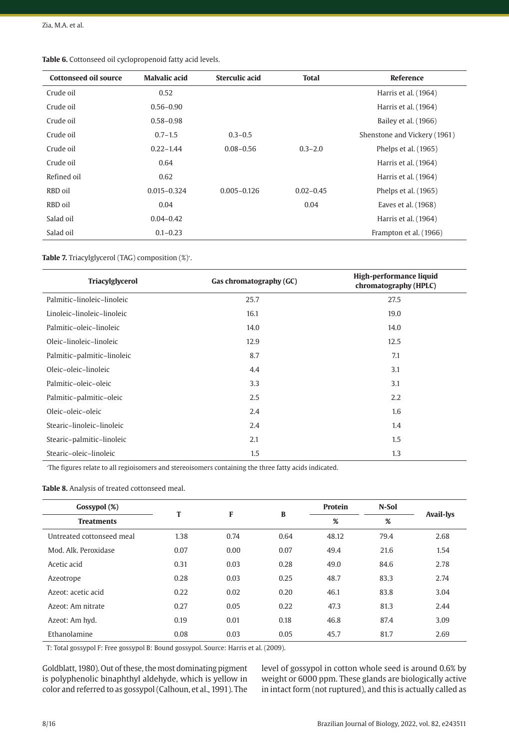**Table 6.** Cottonseed oil cyclopropenoid fatty acid levels.

| Cottonseed oil source | Malvalic acid | Sterculic acid | Total | Reference |
|---|---|---|---|---|
| Crude oil | 0.52 | | | Harris et al. (1964) |
| Crude oil | 0.56–0.90 | | | Harris et al. (1964) |
| Crude oil | 0.58–0.98 | | | Bailey et al. (1966) |
| Crude oil | 0.7–1.5 | 0.3–0.5 | | Shenstone and Vickery (1961) |
| Crude oil | 0.22–1.44 | 0.08–0.56 | 0.3–2.0 | Phelps et al. (1965) |
| Crude oil | 0.64 | | | Harris et al. (1964) |
| Refined oil | 0.62 | | | Harris et al. (1964) |
| RBD oil | 0.015–0.324 | 0.005–0.126 | 0.02–0.45 | Phelps et al. (1965) |
| RBD oil | 0.04 | | 0.04 | Eaves et al. (1968) |
| Salad oil | 0.04–0.42 | | | Harris et al. (1964) |
| Salad oil | 0.1–0.23 | | | Frampton et al. (1966) |

**Table 7.** Triacylglycerol (TAG) composition (%)*.

| Triacylglycerol | Gas chromatography (GC) | High-performance liquid chromatography (HPLC) |
|---|---|---|
| Palmitic–linoleic–linoleic | 25.7 | 27.5 |
| Linoleic–linoleic–linoleic | 16.1 | 19.0 |
| Palmitic–oleic–linoleic | 14.0 | 14.0 |
| Oleic–linoleic–linoleic | 12.9 | 12.5 |
| Palmitic–palmitic–linoleic | 8.7 | 7.1 |
| Oleic–oleic–linoleic | 4.4 | 3.1 |
| Palmitic–oleic–oleic | 3.3 | 3.1 |
| Palmitic–palmitic–oleic | 2.5 | 2.2 |
| Oleic–oleic–oleic | 2.4 | 1.6 |
| Stearic–linoleic–linoleic | 2.4 | 1.4 |
| Stearic–palmitic–linoleic | 2.1 | 1.5 |
| Stearic–oleic–linoleic | 1.5 | 1.3 |

*The figures relate to all regioisomers and stereoisomers containing the three fatty acids indicated.

**Table 8.** Analysis of treated cottonseed meal.

| Gossypol (%) | T | F | B | Protein | N-Sol | Avail-lys |
|---|---|---|---|---|---|---|
| Treatments | | | | % | % | |
| Untreated cottonseed meal | 1.38 | 0.74 | 0.64 | 48.12 | 79.4 | 2.68 |
| Mod. Alk. Peroxidase | 0.07 | 0.00 | 0.07 | 49.4 | 21.6 | 1.54 |
| Acetic acid | 0.31 | 0.03 | 0.28 | 49.0 | 84.6 | 2.78 |
| Azeotrope | 0.28 | 0.03 | 0.25 | 48.7 | 83.3 | 2.74 |
| Azeot: acetic acid | 0.22 | 0.02 | 0.20 | 46.1 | 83.8 | 3.04 |
| Azeot: Am nitrate | 0.27 | 0.05 | 0.22 | 47.3 | 81.3 | 2.44 |
| Azeot: Am hyd. | 0.19 | 0.01 | 0.18 | 46.8 | 87.4 | 3.09 |
| Ethanolamine | 0.08 | 0.03 | 0.05 | 45.7 | 81.7 | 2.69 |

T: Total gossypol F: Free gossypol B: Bound gossypol. Source: Harris et al. (2009).

Goldblatt, 1980). Out of these, the most dominating pigment is polyphenolic binaphthyl aldehyde, which is yellow in color and referred to as gossypol (Calhoun, et al., 1991). The level of gossypol in cotton whole seed is around 0.6% by weight or 6000 ppm. These glands are biologically active in intact form (not ruptured), and this is actually called as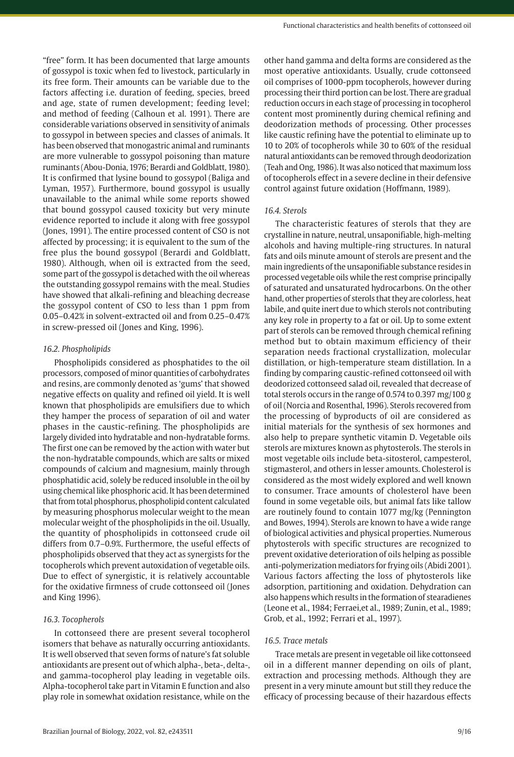"free" form. It has been documented that large amounts of gossypol is toxic when fed to livestock, particularly in its free form. Their amounts can be variable due to the factors affecting i.e. duration of feeding, species, breed and age, state of rumen development; feeding level; and method of feeding (Calhoun et al. 1991). There are considerable variations observed in sensitivity of animals to gossypol in between species and classes of animals. It has been observed that monogastric animal and ruminants are more vulnerable to gossypol poisoning than mature ruminants (Abou-Donia, 1976; Berardi and Goldblatt, 1980). It is confirmed that lysine bound to gossypol (Baliga and Lyman, 1957). Furthermore, bound gossypol is usually unavailable to the animal while some reports showed that bound gossypol caused toxicity but very minute evidence reported to include it along with free gossypol (Jones, 1991). The entire processed content of CSO is not affected by processing; it is equivalent to the sum of the free plus the bound gossypol (Berardi and Goldblatt, 1980). Although, when oil is extracted from the seed, some part of the gossypol is detached with the oil whereas the outstanding gossypol remains with the meal. Studies have showed that alkali-refining and bleaching decrease the gossypol content of CSO to less than 1 ppm from 0.05–0.42% in solvent-extracted oil and from 0.25–0.47% in screw-pressed oil (Jones and King, 1996).

### *16.2. Phospholipids*

Phospholipids considered as phosphatides to the oil processors, composed of minor quantities of carbohydrates and resins, are commonly denoted as 'gums' that showed negative effects on quality and refined oil yield. It is well known that phospholipids are emulsifiers due to which they hamper the process of separation of oil and water phases in the caustic-refining. The phospholipids are largely divided into hydratable and non-hydratable forms. The first one can be removed by the action with water but the non-hydratable compounds, which are salts or mixed compounds of calcium and magnesium, mainly through phosphatidic acid, solely be reduced insoluble in the oil by using chemical like phosphoric acid. It has been determined that from total phosphorus, phospholipid content calculated by measuring phosphorus molecular weight to the mean molecular weight of the phospholipids in the oil. Usually, the quantity of phospholipids in cottonseed crude oil differs from 0.7–0.9%. Furthermore, the useful effects of phospholipids observed that they act as synergists for the tocopherols which prevent autoxidation of vegetable oils. Due to effect of synergistic, it is relatively accountable for the oxidative firmness of crude cottonseed oil (Jones and King 1996).

### *16.3. Tocopherols*

In cottonseed there are present several tocopherol isomers that behave as naturally occurring antioxidants. It is well observed that seven forms of nature's fat soluble antioxidants are present out of which alpha-, beta-, delta-, and gamma-tocopherol play leading in vegetable oils. Alpha-tocopherol take part in Vitamin E function and also play role in somewhat oxidation resistance, while on the other hand gamma and delta forms are considered as the most operative antioxidants. Usually, crude cottonseed oil comprises of 1000-ppm tocopherols, however during processing their third portion can be lost. There are gradual reduction occurs in each stage of processing in tocopherol content most prominently during chemical refining and deodorization methods of processing. Other processes like caustic refining have the potential to eliminate up to 10 to 20% of tocopherols while 30 to 60% of the residual natural antioxidants can be removed through deodorization (Teah and Ong, 1986). It was also noticed that maximum loss of tocopherols effect in a severe decline in their defensive control against future oxidation (Hoffmann, 1989).

### *16.4. Sterols*

The characteristic features of sterols that they are crystalline in nature, neutral, unsaponifiable, high-melting alcohols and having multiple-ring structures. In natural fats and oils minute amount of sterols are present and the main ingredients of the unsaponifiable substance resides in processed vegetable oils while the rest comprise principally of saturated and unsaturated hydrocarbons. On the other hand, other properties of sterols that they are colorless, heat labile, and quite inert due to which sterols not contributing any key role in property to a fat or oil. Up to some extent part of sterols can be removed through chemical refining method but to obtain maximum efficiency of their separation needs fractional crystallization, molecular distillation, or high-temperature steam distillation. In a finding by comparing caustic-refined cottonseed oil with deodorized cottonseed salad oil, revealed that decrease of total sterols occurs in the range of 0.574 to 0.397 mg/100 g of oil (Norcia and Rosenthal, 1996). Sterols recovered from the processing of byproducts of oil are considered as initial materials for the synthesis of sex hormones and also help to prepare synthetic vitamin D. Vegetable oils sterols are mixtures known as phytosterols. The sterols in most vegetable oils include beta-sitosterol, campesterol, stigmasterol, and others in lesser amounts. Cholesterol is considered as the most widely explored and well known to consumer. Trace amounts of cholesterol have been found in some vegetable oils, but animal fats like tallow are routinely found to contain 1077 mg/kg (Pennington and Bowes, 1994). Sterols are known to have a wide range of biological activities and physical properties. Numerous phytosterols with specific structures are recognized to prevent oxidative deterioration of oils helping as possible anti-polymerization mediators for frying oils (Abidi 2001). Various factors affecting the loss of phytosterols like adsorption, partitioning and oxidation. Dehydration can also happens which results in the formation of stearadienes (Leone et al., 1984; Ferraei,et al., 1989; Zunin, et al., 1989; Grob, et al., 1992; Ferrari et al., 1997).

### *16.5. Trace metals*

Trace metals are present in vegetable oil like cottonseed oil in a different manner depending on oils of plant, extraction and processing methods. Although they are present in a very minute amount but still they reduce the efficacy of processing because of their hazardous effects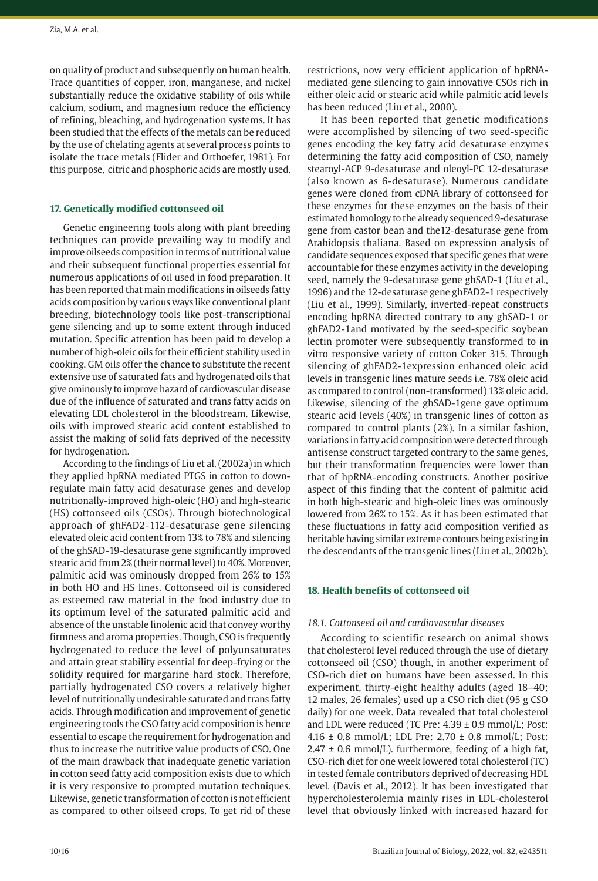on quality of product and subsequently on human health. Trace quantities of copper, iron, manganese, and nickel substantially reduce the oxidative stability of oils while calcium, sodium, and magnesium reduce the efficiency of refining, bleaching, and hydrogenation systems. It has been studied that the effects of the metals can be reduced by the use of chelating agents at several process points to isolate the trace metals (Flider and Orthoefer, 1981). For this purpose, citric and phosphoric acids are mostly used.

## 17. Genetically modified cottonseed oil

Genetic engineering tools along with plant breeding techniques can provide prevailing way to modify and improve oilseeds composition in terms of nutritional value and their subsequent functional properties essential for numerous applications of oil used in food preparation. It has been reported that main modifications in oilseeds fatty acids composition by various ways like conventional plant breeding, biotechnology tools like post-transcriptional gene silencing and up to some extent through induced mutation. Specific attention has been paid to develop a number of high-oleic oils for their efficient stability used in cooking. GM oils offer the chance to substitute the recent extensive use of saturated fats and hydrogenated oils that give ominously to improve hazard of cardiovascular disease due of the influence of saturated and trans fatty acids on elevating LDL cholesterol in the bloodstream. Likewise, oils with improved stearic acid content established to assist the making of solid fats deprived of the necessity for hydrogenation.

According to the findings of Liu et al. (2002a) in which they applied hpRNA mediated PTGS in cotton to down-regulate main fatty acid desaturase genes and develop nutritionally-improved high-oleic (HO) and high-stearic (HS) cottonseed oils (CSOs). Through biotechnological approach of ghFAD2-112-desaturase gene silencing elevated oleic acid content from 13% to 78% and silencing of the ghSAD-19-desaturase gene significantly improved stearic acid from 2% (their normal level) to 40%. Moreover, palmitic acid was ominously dropped from 26% to 15% in both HO and HS lines. Cottonseed oil is considered as esteemed raw material in the food industry due to its optimum level of the saturated palmitic acid and absence of the unstable linolenic acid that convey worthy firmness and aroma properties. Though, CSO is frequently hydrogenated to reduce the level of polyunsaturates and attain great stability essential for deep-frying or the solidity required for margarine hard stock. Therefore, partially hydrogenated CSO covers a relatively higher level of nutritionally undesirable saturated and trans fatty acids. Through modification and improvement of genetic engineering tools the CSO fatty acid composition is hence essential to escape the requirement for hydrogenation and thus to increase the nutritive value products of CSO. One of the main drawback that inadequate genetic variation in cotton seed fatty acid composition exists due to which it is very responsive to prompted mutation techniques. Likewise, genetic transformation of cotton is not efficient as compared to other oilseed crops. To get rid of these restrictions, now very efficient application of hpRNA-mediated gene silencing to gain innovative CSOs rich in either oleic acid or stearic acid while palmitic acid levels has been reduced (Liu et al., 2000).

It has been reported that genetic modifications were accomplished by silencing of two seed-specific genes encoding the key fatty acid desaturase enzymes determining the fatty acid composition of CSO, namely stearoyl-ACP 9-desaturase and oleoyl-PC 12-desaturase (also known as 6-desaturase). Numerous candidate genes were cloned from cDNA library of cottonseed for these enzymes for these enzymes on the basis of their estimated homology to the already sequenced 9-desaturase gene from castor bean and the12-desaturase gene from Arabidopsis thaliana. Based on expression analysis of candidate sequences exposed that specific genes that were accountable for these enzymes activity in the developing seed, namely the 9-desaturase gene ghSAD-1 (Liu et al., 1996) and the 12-desaturase gene ghFAD2-1 respectively (Liu et al., 1999). Similarly, inverted-repeat constructs encoding hpRNA directed contrary to any ghSAD-1 or ghFAD2-1and motivated by the seed-specific soybean lectin promoter were subsequently transformed to in vitro responsive variety of cotton Coker 315. Through silencing of ghFAD2-1expression enhanced oleic acid levels in transgenic lines mature seeds i.e. 78% oleic acid as compared to control (non-transformed) 13% oleic acid. Likewise, silencing of the ghSAD-1gene gave optimum stearic acid levels (40%) in transgenic lines of cotton as compared to control plants (2%). In a similar fashion, variations in fatty acid composition were detected through antisense construct targeted contrary to the same genes, but their transformation frequencies were lower than that of hpRNA-encoding constructs. Another positive aspect of this finding that the content of palmitic acid in both high-stearic and high-oleic lines was ominously lowered from 26% to 15%. As it has been estimated that these fluctuations in fatty acid composition verified as heritable having similar extreme contours being existing in the descendants of the transgenic lines (Liu et al., 2002b).

## 18. Health benefits of cottonseed oil

### *18.1. Cottonseed oil and cardiovascular diseases*

According to scientific research on animal shows that cholesterol level reduced through the use of dietary cottonseed oil (CSO) though, in another experiment of CSO-rich diet on humans have been assessed. In this experiment, thirty-eight healthy adults (aged 18–40; 12 males, 26 females) used up a CSO rich diet (95 g CSO daily) for one week. Data revealed that total cholesterol and LDL were reduced (TC Pre: 4.39 ± 0.9 mmol/L; Post: 4.16 ± 0.8 mmol/L; LDL Pre: 2.70 ± 0.8 mmol/L; Post: 2.47 ± 0.6 mmol/L). furthermore, feeding of a high fat, CSO-rich diet for one week lowered total cholesterol (TC) in tested female contributors deprived of decreasing HDL level. (Davis et al., 2012). It has been investigated that hypercholesterolemia mainly rises in LDL-cholesterol level that obviously linked with increased hazard for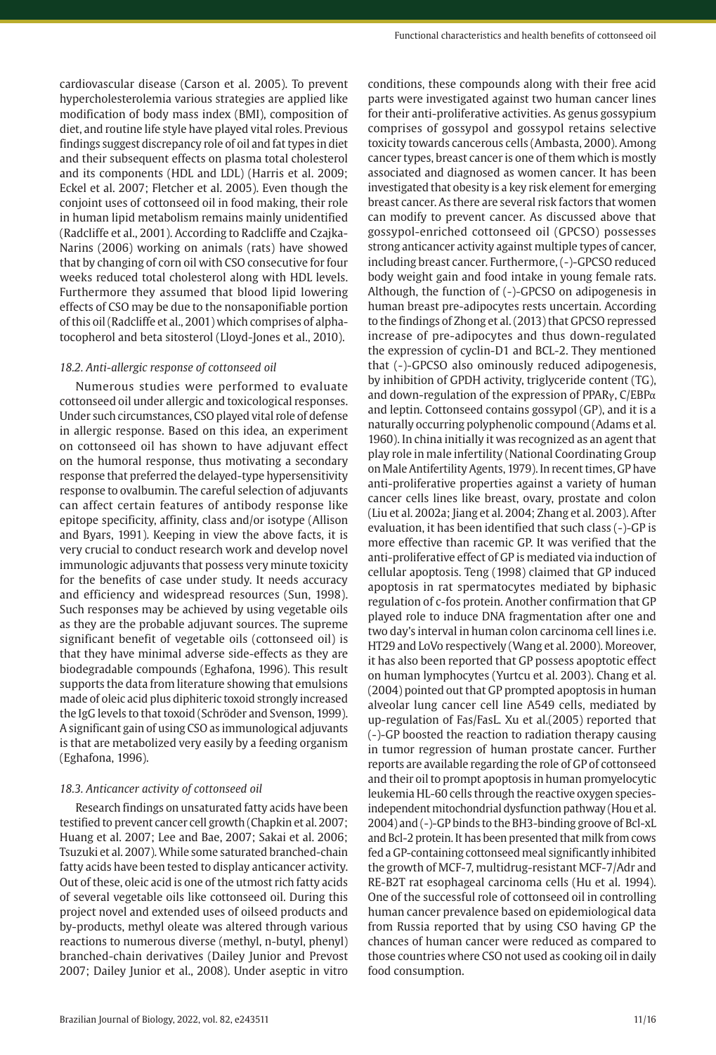cardiovascular disease (Carson et al. 2005). To prevent hypercholesterolemia various strategies are applied like modification of body mass index (BMI), composition of diet, and routine life style have played vital roles. Previous findings suggest discrepancy role of oil and fat types in diet and their subsequent effects on plasma total cholesterol and its components (HDL and LDL) (Harris et al. 2009; Eckel et al. 2007; Fletcher et al. 2005). Even though the conjoint uses of cottonseed oil in food making, their role in human lipid metabolism remains mainly unidentified (Radcliffe et al., 2001). According to Radcliffe and Czajka-Narins (2006) working on animals (rats) have showed that by changing of corn oil with CSO consecutive for four weeks reduced total cholesterol along with HDL levels. Furthermore they assumed that blood lipid lowering effects of CSO may be due to the nonsaponifiable portion of this oil (Radcliffe et al., 2001) which comprises of alpha-tocopherol and beta sitosterol (Lloyd-Jones et al., 2010).

### *18.2. Anti-allergic response of cottonseed oil*

Numerous studies were performed to evaluate cottonseed oil under allergic and toxicological responses. Under such circumstances, CSO played vital role of defense in allergic response. Based on this idea, an experiment on cottonseed oil has shown to have adjuvant effect on the humoral response, thus motivating a secondary response that preferred the delayed-type hypersensitivity response to ovalbumin. The careful selection of adjuvants can affect certain features of antibody response like epitope specificity, affinity, class and/or isotype (Allison and Byars, 1991). Keeping in view the above facts, it is very crucial to conduct research work and develop novel immunologic adjuvants that possess very minute toxicity for the benefits of case under study. It needs accuracy and efficiency and widespread resources (Sun, 1998). Such responses may be achieved by using vegetable oils as they are the probable adjuvant sources. The supreme significant benefit of vegetable oils (cottonseed oil) is that they have minimal adverse side-effects as they are biodegradable compounds (Eghafona, 1996). This result supports the data from literature showing that emulsions made of oleic acid plus diphiteric toxoid strongly increased the IgG levels to that toxoid (Schröder and Svenson, 1999). A significant gain of using CSO as immunological adjuvants is that are metabolized very easily by a feeding organism (Eghafona, 1996).

### *18.3. Anticancer activity of cottonseed oil*

Research findings on unsaturated fatty acids have been testified to prevent cancer cell growth (Chapkin et al. 2007; Huang et al. 2007; Lee and Bae, 2007; Sakai et al. 2006; Tsuzuki et al. 2007). While some saturated branched-chain fatty acids have been tested to display anticancer activity. Out of these, oleic acid is one of the utmost rich fatty acids of several vegetable oils like cottonseed oil. During this project novel and extended uses of oilseed products and by-products, methyl oleate was altered through various reactions to numerous diverse (methyl, n-butyl, phenyl) branched-chain derivatives (Dailey Junior and Prevost 2007; Dailey Junior et al., 2008). Under aseptic in vitro conditions, these compounds along with their free acid parts were investigated against two human cancer lines for their anti-proliferative activities. As genus gossypium comprises of gossypol and gossypol retains selective toxicity towards cancerous cells (Ambasta, 2000). Among cancer types, breast cancer is one of them which is mostly associated and diagnosed as women cancer. It has been investigated that obesity is a key risk element for emerging breast cancer. As there are several risk factors that women can modify to prevent cancer. As discussed above that gossypol-enriched cottonseed oil (GPCSO) possesses strong anticancer activity against multiple types of cancer, including breast cancer. Furthermore, (-)-GPCSO reduced body weight gain and food intake in young female rats. Although, the function of (-)-GPCSO on adipogenesis in human breast pre-adipocytes rests uncertain. According to the findings of Zhong et al. (2013) that GPCSO repressed increase of pre-adipocytes and thus down-regulated the expression of cyclin-D1 and BCL-2. They mentioned that (-)-GPCSO also ominously reduced adipogenesis, by inhibition of GPDH activity, triglyceride content (TG), and down-regulation of the expression of PPARγ, C/EBPα and leptin. Cottonseed contains gossypol (GP), and it is a naturally occurring polyphenolic compound (Adams et al. 1960). In china initially it was recognized as an agent that play role in male infertility (National Coordinating Group on Male Antifertility Agents, 1979). In recent times, GP have anti-proliferative properties against a variety of human cancer cells lines like breast, ovary, prostate and colon (Liu et al. 2002a; Jiang et al. 2004; Zhang et al. 2003). After evaluation, it has been identified that such class (-)-GP is more effective than racemic GP. It was verified that the anti-proliferative effect of GP is mediated via induction of cellular apoptosis. Teng (1998) claimed that GP induced apoptosis in rat spermatocytes mediated by biphasic regulation of c-fos protein. Another confirmation that GP played role to induce DNA fragmentation after one and two day's interval in human colon carcinoma cell lines i.e. HT29 and LoVo respectively (Wang et al. 2000). Moreover, it has also been reported that GP possess apoptotic effect on human lymphocytes (Yurtcu et al. 2003). Chang et al. (2004) pointed out that GP prompted apoptosis in human alveolar lung cancer cell line A549 cells, mediated by up-regulation of Fas/FasL. Xu et al.(2005) reported that (-)-GP boosted the reaction to radiation therapy causing in tumor regression of human prostate cancer. Further reports are available regarding the role of GP of cottonseed and their oil to prompt apoptosis in human promyelocytic leukemia HL-60 cells through the reactive oxygen species-independent mitochondrial dysfunction pathway (Hou et al. 2004) and (-)-GP binds to the BH3-binding groove of Bcl-xL and Bcl-2 protein. It has been presented that milk from cows fed a GP-containing cottonseed meal significantly inhibited the growth of MCF-7, multidrug-resistant MCF-7/Adr and RE-B2T rat esophageal carcinoma cells (Hu et al. 1994). One of the successful role of cottonseed oil in controlling human cancer prevalence based on epidemiological data from Russia reported that by using CSO having GP the chances of human cancer were reduced as compared to those countries where CSO not used as cooking oil in daily food consumption.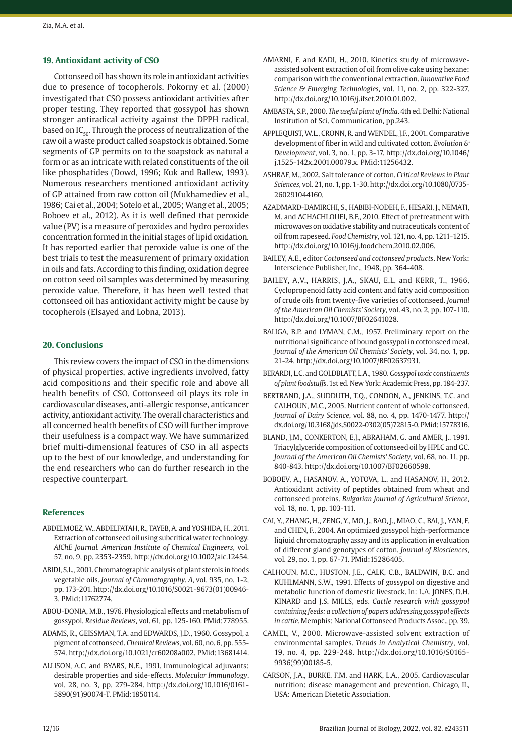### 19. Antioxidant activity of CSO

Cottonseed oil has shown its role in antioxidant activities due to presence of tocopherols. Pokorny et al. (2000) investigated that CSO possess antioxidant activities after proper testing. They reported that gossypol has shown stronger antiradical activity against the DPPH radical, based on $IC_{50}$. Through the process of neutralization of the raw oil a waste product called soapstock is obtained. Some segments of GP permits on to the soapstock as natural a form or as an intricate with related constituents of the oil like phosphatides (Dowd, 1996; Kuk and Ballew, 1993). Numerous researchers mentioned antioxidant activity of GP attained from raw cotton oil (Mukhamediev et al., 1986; Cai et al., 2004; Sotelo et al., 2005; Wang et al., 2005; Boboev et al., 2012). As it is well defined that peroxide value (PV) is a measure of peroxides and hydro peroxides concentration formed in the initial stages of lipid oxidation. It has reported earlier that peroxide value is one of the best trials to test the measurement of primary oxidation in oils and fats. According to this finding, oxidation degree on cotton seed oil samples was determined by measuring peroxide value. Therefore, it has been well tested that cottonseed oil has antioxidant activity might be cause by tocopherols (Elsayed and Lobna, 2013).

### 20. Conclusions

This review covers the impact of CSO in the dimensions of physical properties, active ingredients involved, fatty acid compositions and their specific role and above all health benefits of CSO. Cottonseed oil plays its role in cardiovascular diseases, anti-allergic response, anticancer activity, antioxidant activity. The overall characteristics and all concerned health benefits of CSO will further improve their usefulness is a compact way. We have summarized brief multi-dimensional features of CSO in all aspects up to the best of our knowledge, and understanding for the end researchers who can do further research in the respective counterpart.

### References

ABDELMOEZ, W., ABDELFATAH, R., TAYEB, A. and YOSHIDA, H., 2011. Extraction of cottonseed oil using subcritical water technology. *AIChE Journal. American Institute of Chemical Engineers*, vol. 57, no. 9, pp. 2353-2359. http://dx.doi.org/10.1002/aic.12454.

ABIDI, S.L., 2001. Chromatographic analysis of plant sterols in foods vegetable oils. *Journal of Chromatography. A*, vol. 935, no. 1-2, pp. 173-201. http://dx.doi.org/10.1016/S0021-9673(01)00946-3. PMid:11762774.

ABOU-DONIA, M.B., 1976. Physiological effects and metabolism of gossypol. *Residue Reviews*, vol. 61, pp. 125-160. PMid:778955.

ADAMS, R., GEISSMAN, T.A. and EDWARDS, J.D., 1960. Gossypol, a pigment of cottonseed. *Chemical Reviews*, vol. 60, no. 6, pp. 555-574. http://dx.doi.org/10.1021/cr60208a002. PMid:13681414.

ALLISON, A.C. and BYARS, N.E., 1991. Immunological adjuvants: desirable properties and side-effects. *Molecular Immunology*, vol. 28, no. 3, pp. 279-284. http://dx.doi.org/10.1016/0161-5890(91)90074-T. PMid:1850114.

AMARNI, F. and KADI, H., 2010. Kinetics study of microwave-assisted solvent extraction of oil from olive cake using hexane: comparison with the conventional extraction. *Innovative Food Science & Emerging Technologies*, vol. 11, no. 2, pp. 322-327. http://dx.doi.org/10.1016/j.ifset.2010.01.002.

AMBASTA, S.P., 2000. *The useful plant of India*. 4th ed. Delhi: National Institution of Sci. Communication, pp.243.

APPLEQUIST, W.L., CRONN, R. and WENDEL, J.F., 2001. Comparative development of fiber in wild and cultivated cotton. *Evolution & Development*, vol. 3, no. 1, pp. 3-17. http://dx.doi.org/10.1046/j.1525-142x.2001.00079.x. PMid:11256432.

ASHRAF, M., 2002. Salt tolerance of cotton. *Critical Reviews in Plant Sciences*, vol. 21, no. 1, pp. 1-30. http://dx.doi.org/10.1080/0735-260291044160.

AZADMARD-DAMIRCHI, S., HABIBI-NODEH, F., HESARI, J., NEMATI, M. and ACHACHLOUEI, B.F., 2010. Effect of pretreatment with microwaves on oxidative stability and nutraceuticals content of oil from rapeseed. *Food Chemistry*, vol. 121, no. 4, pp. 1211-1215. http://dx.doi.org/10.1016/j.foodchem.2010.02.006.

BAILEY, A.E., editor *Cottonseed and cottonseed products*. New York: Interscience Publisher, Inc., 1948, pp. 364-408.

BAILEY, A.V., HARRIS, J.A., SKAU, E.L. and KERR, T., 1966. Cyclopropenoid fatty acid content and fatty acid composition of crude oils from twenty-five varieties of cottonseed. *Journal of the American Oil Chemists' Society*, vol. 43, no. 2, pp. 107-110. http://dx.doi.org/10.1007/BF02641028.

BALIGA, B.P. and LYMAN, C.M., 1957. Preliminary report on the nutritional significance of bound gossypol in cottonseed meal. *Journal of the American Oil Chemists' Society*, vol. 34, no. 1, pp. 21-24. http://dx.doi.org/10.1007/BF02637931.

BERARDI, L.C. and GOLDBLATT, L.A., 1980. *Gossypol toxic constituents of plant foodstuffs*. 1st ed. New York: Academic Press, pp. 184-237.

BERTRAND, J.A., SUDDUTH, T.Q., CONDON, A., JENKINS, T.C. and CALHOUN, M.C., 2005. Nutrient content of whole cottonseed. *Journal of Dairy Science*, vol. 88, no. 4, pp. 1470-1477. http://dx.doi.org/10.3168/jds.S0022-0302(05)72815-0. PMid:15778316.

BLAND, J.M., CONKERTON, E.J., ABRAHAM, G. and AMER, J., 1991. Triacylglyceride composition of cottonseed oil by HPLC and GC. *Journal of the American Oil Chemists' Society*, vol. 68, no. 11, pp. 840-843. http://dx.doi.org/10.1007/BF02660598.

BOBOEV, A., HASANOV, A., YOTOVA, L., and HASANOV, H., 2012. Antioxidant activity of peptides obtained from wheat and cottonseed proteins. *Bulgarian Journal of Agricultural Science*, vol. 18, no. 1, pp. 103-111.

CAI, Y., ZHANG, H., ZENG, Y., MO, J., BAO, J., MIAO, C., BAI, J., YAN, F. and CHEN, F., 2004. An optimized gossypol high-performance liqiuid chromatography assay and its application in evaluation of different gland genotypes of cotton. *Journal of Biosciences*, vol. 29, no. 1, pp. 67-71. PMid:15286405.

CALHOUN, M.C., HUSTON, J.E., CALK, C.B., BALDWIN, B.C. and KUHLMANN, S.W., 1991. Effects of gossypol on digestive and metabolic function of domestic livestock. In: L.A. JONES, D.H. KINARD and J.S. MILLS, eds. *Cattle research with gossypol containing feeds: a collection of papers addressing gossypol effects in cattle*. Memphis: National Cottonseed Products Assoc., pp. 39.

CAMEL, V., 2000. Microwave-assisted solvent extraction of environmental samples. *Trends in Analytical Chemistry*, vol. 19, no. 4, pp. 229-248. http://dx.doi.org/10.1016/S0165-9936(99)00185-5.

CARSON, J.A., BURKE, F.M. and HARK, L.A., 2005. Cardiovascular nutrition: disease management and prevention. Chicago, IL, USA: American Dietetic Association.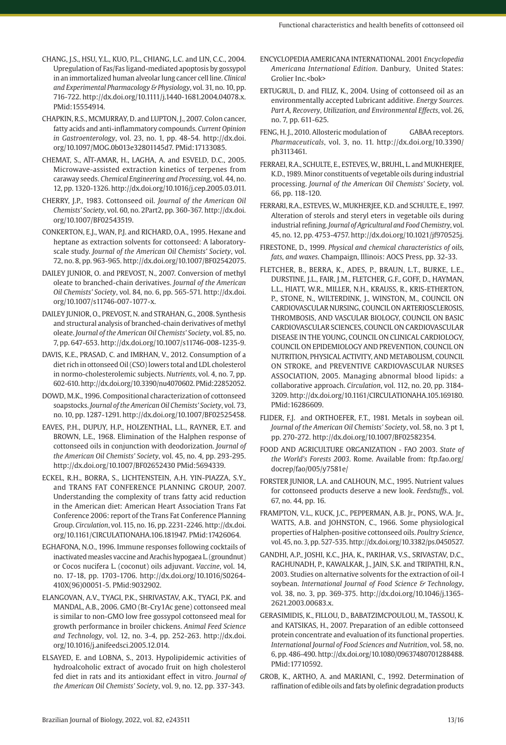CHANG, J.S., HSU, Y.L., KUO, P.L., CHIANG, L.C. and LIN, C.C., 2004. Upregulation of Fas/Fas ligand-mediated apoptosis by gossypol in an immortalized human alveolar lung cancer cell line. *Clinical and Experimental Pharmacology & Physiology*, vol. 31, no. 10, pp. 716-722. http://dx.doi.org/10.1111/j.1440-1681.2004.04078.x. PMid:15554914.

CHAPKIN, R.S., MCMURRAY, D. and LUPTON, J., 2007. Colon cancer, fatty acids and anti-inflammatory compounds. *Current Opinion in Gastroenterology*, vol. 23, no. 1, pp. 48-54. http://dx.doi.org/10.1097/MOG.0b013e32801145d7. PMid:17133085.

CHEMAT, S., AÏT-AMAR, H., LAGHA, A. and ESVELD, D.C., 2005. Microwave-assisted extraction kinetics of terpenes from caraway seeds. *Chemical Engineering and Processing*, vol. 44, no. 12, pp. 1320-1326. http://dx.doi.org/10.1016/j.cep.2005.03.011.

CHERRY, J.P., 1983. Cottonseed oil. *Journal of the American Oil Chemists' Society*, vol. 60, no. 2Part2, pp. 360-367. http://dx.doi.org/10.1007/BF02543519.

CONKERTON, E.J., WAN, P.J. and RICHARD, O.A., 1995. Hexane and heptane as extraction solvents for cottonseed: A laboratory-scale study. *Journal of the American Oil Chemists' Society*, vol. 72, no. 8, pp. 963-965. http://dx.doi.org/10.1007/BF02542075.

DAILEY JUNIOR, O. and PREVOST, N., 2007. Conversion of methyl oleate to branched-chain derivatives. *Journal of the American Oil Chemists' Society*, vol. 84, no. 6, pp. 565-571. http://dx.doi.org/10.1007/s11746-007-1077-x.

DAILEY JUNIOR, O., PREVOST, N. and STRAHAN, G., 2008. Synthesis and structural analysis of branched-chain derivatives of methyl oleate. *Journal of the American Oil Chemists' Society*, vol. 85, no. 7, pp. 647-653. http://dx.doi.org/10.1007/s11746-008-1235-9.

DAVIS, K.E., PRASAD, C. and IMRHAN, V., 2012. Consumption of a diet rich in cottonseed Oil (CSO) lowers total and LDL cholesterol in normo-cholesterolemic subjects. *Nutrients*, vol. 4, no. 7, pp. 602-610. http://dx.doi.org/10.3390/nu4070602. PMid:22852052.

DOWD, M.K., 1996. Compositional characterization of cottonseed soapstocks. *Journal of the American Oil Chemists' Society*, vol. 73, no. 10, pp. 1287-1291. http://dx.doi.org/10.1007/BF02525458.

EAVES, P.H., DUPUY, H.P., HOLZENTHAL, L.L., RAYNER, E.T. and BROWN, L.E., 1968. Elimination of the Halphen response of cottonseed oils in conjunction with deodorization. *Journal of the American Oil Chemists' Society*, vol. 45, no. 4, pp. 293-295. http://dx.doi.org/10.1007/BF02652430 PMid:5694339.

ECKEL, R.H., BORRA, S., LICHTENSTEIN, A.H. YIN-PIAZZA, S.Y., and TRANS FAT CONFERENCE PLANNING GROUP, 2007. Understanding the complexity of trans fatty acid reduction in the American diet: American Heart Association Trans Fat Conference 2006: report of the Trans Fat Conference Planning Group. *Circulation*, vol. 115, no. 16, pp. 2231-2246. http://dx.doi.org/10.1161/CIRCULATIONAHA.106.181947. PMid:17426064.

EGHAFONA, N.O., 1996. Immune responses following cocktails of inactivated measles vaccine and Arachis hypogaea L. (groundnut) or Cocos nucifera L. (coconut) oils adjuvant. *Vaccine*, vol. 14, no. 17-18, pp. 1703-1706. http://dx.doi.org/10.1016/S0264-410X(96)00051-5. PMid:9032902.

ELANGOVAN, A.V., TYAGI, P.K., SHRIVASTAV, A.K., TYAGI, P.K. and MANDAL, A.B., 2006. GMO (Bt-Cry1Ac gene) cottonseed meal is similar to non-GMO low free gossypol cottonseed meal for growth performance in broiler chickens. *Animal Feed Science and Technology*, vol. 12, no. 3-4, pp. 252-263. http://dx.doi.org/10.1016/j.anifeedsci.2005.12.014.

ELSAYED, E. and LOBNA, S., 2013. Hypolipidemic activities of hydroalcoholic extract of avocado fruit on high cholesterol fed diet in rats and its antioxidant effect in vitro. *Journal of the American Oil Chemists' Society*, vol. 9, no. 12, pp. 337-343.

ENCYCLOPEDIA AMERICANA INTERNATIONAL. 2001 *Encyclopedia Americana International Edition*. Danbury, United States: Grolier Inc.<bok>

ERTUGRUL, D. and FILIZ, K., 2004. Using of cottonseed oil as an environmentally accepted Lubricant additive. *Energy Sources. Part A, Recovery, Utilization, and Environmental Effects*, vol. 26, no. 7, pp. 611-625.

FENG, H. J., 2010. Allosteric modulation of GABAA receptors. *Pharmaceuticals*, vol. 3, no. 11. http://dx.doi.org/10.3390/ph3113461.

FERRAEI, R.A., SCHULTE, E., ESTEVES, W., BRUHL, L. and MUKHERJEE, K.D., 1989. Minor constituents of vegetable oils during industrial processing. *Journal of the American Oil Chemists' Society*, vol. 66, pp. 118-120.

FERRARI, R.A., ESTEVES, W., MUKHERJEE, K.D. and SCHULTE, E., 1997. Alteration of sterols and steryl eters in vegetable oils during industrial refining. *Journal of Agricultural and Food Chemistry*, vol. 45, no. 12, pp. 4753-4757. http://dx.doi.org/10.1021/jf970525j.

FIRESTONE, D., 1999. *Physical and chemical characteristics of oils, fats, and waxes*. Champaign, Illinois: AOCS Press, pp. 32-33.

FLETCHER, B., BERRA, K., ADES, P., BRAUN, L.T., BURKE, L.E., DURSTINE, J.L., FAIR, J.M., FLETCHER, G.F., GOFF, D., HAYMAN, L.L., HIATT, W.R., MILLER, N.H., KRAUSS, R., KRIS-ETHERTON, P., STONE, N., WILTERDINK, J., WINSTON, M., COUNCIL ON CARDIOVASCULAR NURSING, COUNCIL ON ARTERIOSCLEROSIS, THROMBOSIS, AND VASCULAR BIOLOGY, COUNCIL ON BASIC CARDIOVASCULAR SCIENCES, COUNCIL ON CARDIOVASCULAR DISEASE IN THE YOUNG, COUNCIL ON CLINICAL CARDIOLOGY, COUNCIL ON EPIDEMIOLOGY AND PREVENTION, COUNCIL ON NUTRITION, PHYSICAL ACTIVITY, AND METABOLISM, COUNCIL ON STROKE, and PREVENTIVE CARDIOVASCULAR NURSES ASSOCIATION, 2005. Managing abnormal blood lipids: a collaborative approach. *Circulation*, vol. 112, no. 20, pp. 3184-3209. http://dx.doi.org/10.1161/CIRCULATIONAHA.105.169180. PMid:16286609.

FLIDER, F.J. and ORTHOEFER, F.T., 1981. Metals in soybean oil. *Journal of the American Oil Chemists' Society*, vol. 58, no. 3 pt 1, pp. 270-272. http://dx.doi.org/10.1007/BF02582354.

FOOD AND AGRICULTURE ORGANIZATION - FAO 2003. *State of the World's Forests 2003*. Rome. Available from: ftp.fao.org/docrep/fao/005/y7581e/

FORSTER JUNIOR, L.A. and CALHOUN, M.C., 1995. Nutrient values for cottonseed products deserve a new look. *Feedstuffs.*, vol. 67, no. 44, pp. 16.

FRAMPTON, V.L., KUCK, J.C., PEPPERMAN, A.B. Jr., PONS, W.A. Jr., WATTS, A.B. and JOHNSTON, C., 1966. Some physiological properties of Halphen-positive cottonseed oils. *Poultry Science*, vol. 45, no. 3, pp. 527-535. http://dx.doi.org/10.3382/ps.0450527.

GANDHI, A.P., JOSHI, K.C., JHA, K., PARIHAR, V.S., SRIVASTAV, D.C., RAGHUNADH, P., KAWALKAR, J., JAIN, S.K. and TRIPATHI, R.N., 2003. Studies on alternative solvents for the extraction of oil-I soybean. *International Journal of Food Science & Technology*, vol. 38, no. 3, pp. 369-375. http://dx.doi.org/10.1046/j.1365-2621.2003.00683.x.

GERASIMIDIS, K., FILLOU, D., BABATZIMCPOULOU, M., TASSOU, K. and KATSIKAS, H., 2007. Preparation of an edible cottonseed protein concentrate and evaluation of its functional properties. *International Journal of Food Sciences and Nutrition*, vol. 58, no. 6, pp. 486-490. http://dx.doi.org/10.1080/09637480701288488. PMid:17710592.

GROB, K., ARTHO, A. and MARIANI, C., 1992. Determination of raffination of edible oils and fats by olefinic degradation products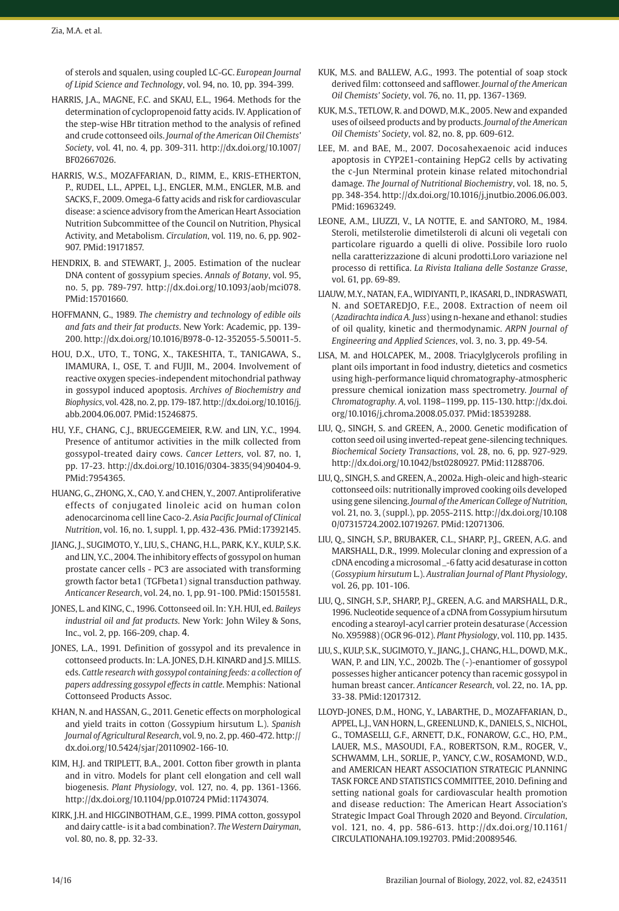of sterols and squalen, using coupled LC-GC. *European Journal of Lipid Science and Technology*, vol. 94, no. 10, pp. 394-399.

HARRIS, J.A., MAGNE, F.C. and SKAU, E.L., 1964. Methods for the determination of cyclopropenoid fatty acids. IV. Application of the step-wise HBr titration method to the analysis of refined and crude cottonseed oils. *Journal of the American Oil Chemists' Society*, vol. 41, no. 4, pp. 309-311. http://dx.doi.org/10.1007/BF02667026.

HARRIS, W.S., MOZAFFARIAN, D., RIMM, E., KRIS-ETHERTON, P., RUDEL, L.L., APPEL, L.J., ENGLER, M.M., ENGLER, M.B. and SACKS, F., 2009. Omega-6 fatty acids and risk for cardiovascular disease: a science advisory from the American Heart Association Nutrition Subcommittee of the Council on Nutrition, Physical Activity, and Metabolism. *Circulation*, vol. 119, no. 6, pp. 902-907. PMid:19171857.

HENDRIX, B. and STEWART, J., 2005. Estimation of the nuclear DNA content of gossypium species. *Annals of Botany*, vol. 95, no. 5, pp. 789-797. http://dx.doi.org/10.1093/aob/mci078. PMid:15701660.

HOFFMANN, G., 1989. *The chemistry and technology of edible oils and fats and their fat products*. New York: Academic, pp. 139-200. http://dx.doi.org/10.1016/B978-0-12-352055-5.50011-5.

HOU, D.X., UTO, T., TONG, X., TAKESHITA, T., TANIGAWA, S., IMAMURA, I., OSE, T. and FUJII, M., 2004. Involvement of reactive oxygen species-independent mitochondrial pathway in gossypol induced apoptosis. *Archives of Biochemistry and Biophysics*, vol. 428, no. 2, pp. 179-187. http://dx.doi.org/10.1016/j.abb.2004.06.007. PMid:15246875.

HU, Y.F., CHANG, C.J., BRUEGGEMEIER, R.W. and LIN, Y.C., 1994. Presence of antitumor activities in the milk collected from gossypol-treated dairy cows. *Cancer Letters*, vol. 87, no. 1, pp. 17-23. http://dx.doi.org/10.1016/0304-3835(94)90404-9. PMid:7954365.

HUANG, G., ZHONG, X., CAO, Y. and CHEN, Y., 2007. Antiproliferative effects of conjugated linoleic acid on human colon adenocarcinoma cell line Caco-2. *Asia Pacific Journal of Clinical Nutrition*, vol. 16, no. 1, suppl. 1, pp. 432-436. PMid:17392145.

JIANG, J., SUGIMOTO, Y., LIU, S., CHANG, H.L., PARK, K.Y., KULP, S.K. and LIN, Y.C., 2004. The inhibitory effects of gossypol on human prostate cancer cells - PC3 are associated with transforming growth factor beta1 (TGFbeta1) signal transduction pathway. *Anticancer Research*, vol. 24, no. 1, pp. 91-100. PMid:15015581.

JONES, L. and KING, C., 1996. Cottonseed oil. In: Y.H. HUI, ed. *Baileys industrial oil and fat products*. New York: John Wiley & Sons, Inc., vol. 2, pp. 166-209, chap. 4.

JONES, L.A., 1991. Definition of gossypol and its prevalence in cottonseed products. In: L.A. JONES, D.H. KINARD and J.S. MILLS. eds. *Cattle research with gossypol containing feeds: a collection of papers addressing gossypol effects in cattle*. Memphis: National Cottonseed Products Assoc.

KHAN, N. and HASSAN, G., 2011. Genetic effects on morphological and yield traits in cotton (Gossypium hirsutum L.). *Spanish Journal of Agricultural Research*, vol. 9, no. 2, pp. 460-472. http://dx.doi.org/10.5424/sjar/20110902-166-10.

KIM, H.J. and TRIPLETT, B.A., 2001. Cotton fiber growth in planta and in vitro. Models for plant cell elongation and cell wall biogenesis. *Plant Physiology*, vol. 127, no. 4, pp. 1361-1366. http://dx.doi.org/10.1104/pp.010724 PMid:11743074.

KIRK, J.H. and HIGGINBOTHAM, G.E., 1999. PIMA cotton, gossypol and dairy cattle- is it a bad combination?. *The Western Dairyman*, vol. 80, no. 8, pp. 32-33.

KUK, M.S. and BALLEW, A.G., 1993. The potential of soap stock derived film: cottonseed and safflower. *Journal of the American Oil Chemists' Society*, vol. 76, no. 11, pp. 1367-1369.

KUK, M.S., TETLOW, R. and DOWD, M.K., 2005. New and expanded uses of oilseed products and by products. *Journal of the American Oil Chemists' Society*, vol. 82, no. 8, pp. 609-612.

LEE, M. and BAE, M., 2007. Docosahexaenoic acid induces apoptosis in CYP2E1-containing HepG2 cells by activating the c-Jun Nterminal protein kinase related mitochondrial damage. *The Journal of Nutritional Biochemistry*, vol. 18, no. 5, pp. 348-354. http://dx.doi.org/10.1016/j.jnutbio.2006.06.003. PMid:16963249.

LEONE, A.M., LIUZZI, V., LA NOTTE, E. and SANTORO, M., 1984. Steroli, metilsterolie dimetilsteroli di alcuni oli vegetali con particolare riguardo a quelli di olive. Possibile loro ruolo nella caratterizzazione di alcuni prodotti.Loro variazione nel processo di rettifica. *La Rivista Italiana delle Sostanze Grasse*, vol. 61, pp. 69-89.

LIAUW, M.Y., NATAN, F.A., WIDIYANTI, P., IKASARI, D., INDRASWATI, N. and SOETAREDJO, F.E., 2008. Extraction of neem oil (*Azadirachta indica A. Juss*) using n-hexane and ethanol: studies of oil quality, kinetic and thermodynamic. *ARPN Journal of Engineering and Applied Sciences*, vol. 3, no. 3, pp. 49-54.

LISA, M. and HOLCAPEK, M., 2008. Triacylglycerols profiling in plant oils important in food industry, dietetics and cosmetics using high-performance liquid chromatography-atmospheric pressure chemical ionization mass spectrometry. *Journal of Chromatography. A*, vol. 1198–1199, pp. 115-130. http://dx.doi.org/10.1016/j.chroma.2008.05.037. PMid:18539288.

LIU, Q., SINGH, S. and GREEN, A., 2000. Genetic modification of cotton seed oil using inverted-repeat gene-silencing techniques. *Biochemical Society Transactions*, vol. 28, no. 6, pp. 927-929. http://dx.doi.org/10.1042/bst0280927. PMid:11288706.

LIU, Q., SINGH, S. and GREEN, A., 2002a. High-oleic and high-stearic cottonseed oils: nutritionally improved cooking oils developed using gene silencing. *Journal of the American College of Nutrition*, vol. 21, no. 3, (suppl.), pp. 205S-211S. http://dx.doi.org/10.1080/07315724.2002.10719267. PMid:12071306.

LIU, Q., SINGH, S.P., BRUBAKER, C.L., SHARP, P.J., GREEN, A.G. and MARSHALL, D.R., 1999. Molecular cloning and expression of a cDNA encoding a microsomal _-6 fatty acid desaturase in cotton (*Gossypium hirsutum* L.). *Australian Journal of Plant Physiology*, vol. 26, pp. 101-106.

LIU, Q., SINGH, S.P., SHARP, P.J., GREEN, A.G. and MARSHALL, D.R., 1996. Nucleotide sequence of a cDNA from Gossypium hirsutum encoding a stearoyl-acyl carrier protein desaturase (Accession No. X95988) (OGR 96-012). *Plant Physiology*, vol. 110, pp. 1435.

LIU, S., KULP, S.K., SUGIMOTO, Y., JIANG, J., CHANG, H.L., DOWD, M.K., WAN, P. and LIN, Y.C., 2002b. The (-)-enantiomer of gossypol possesses higher anticancer potency than racemic gossypol in human breast cancer. *Anticancer Research*, vol. 22, no. 1A, pp. 33-38. PMid:12017312.

LLOYD-JONES, D.M., HONG, Y., LABARTHE, D., MOZAFFARIAN, D., APPEL, L.J., VAN HORN, L., GREENLUND, K., DANIELS, S., NICHOL, G., TOMASELLI, G.F., ARNETT, D.K., FONAROW, G.C., HO, P.M., LAUER, M.S., MASOUDI, F.A., ROBERTSON, R.M., ROGER, V., SCHWAMM, L.H., SORLIE, P., YANCY, C.W., ROSAMOND, W.D., and AMERICAN HEART ASSOCIATION STRATEGIC PLANNING TASK FORCE AND STATISTICS COMMITTEE, 2010. Defining and setting national goals for cardiovascular health promotion and disease reduction: The American Heart Association's Strategic Impact Goal Through 2020 and Beyond. *Circulation*, vol. 121, no. 4, pp. 586-613. http://dx.doi.org/10.1161/CIRCULATIONAHA.109.192703. PMid:20089546.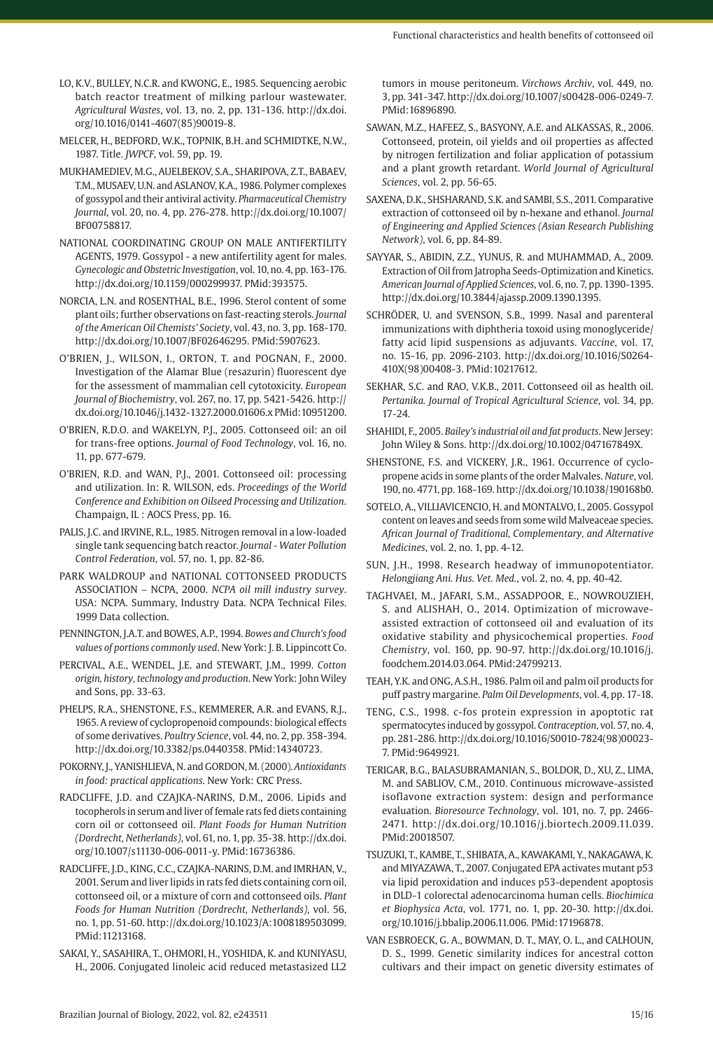LO, K.V., BULLEY, N.C.R. and KWONG, E., 1985. Sequencing aerobic batch reactor treatment of milking parlour wastewater. *Agricultural Wastes*, vol. 13, no. 2, pp. 131-136. http://dx.doi.org/10.1016/0141-4607(85)90019-8.

MELCER, H., BEDFORD, W.K., TOPNIK, B.H. and SCHMIDTKE, N.W., 1987. Title. *JWPCF*, vol. 59, pp. 19.

MUKHAMEDIEV, M.G., AUELBEKOV, S.A., SHARIPOVA, Z.T., BABAEV, T.M., MUSAEV, U.N. and ASLANOV, K.A., 1986. Polymer complexes of gossypol and their antiviral activity. *Pharmaceutical Chemistry Journal*, vol. 20, no. 4, pp. 276-278. http://dx.doi.org/10.1007/BF00758817.

NATIONAL COORDINATING GROUP ON MALE ANTIFERTILITY AGENTS, 1979. Gossypol - a new antifertility agent for males. *Gynecologic and Obstetric Investigation*, vol. 10, no. 4, pp. 163-176. http://dx.doi.org/10.1159/000299937. PMid:393575.

NORCIA, L.N. and ROSENTHAL, B.E., 1996. Sterol content of some plant oils; further observations on fast-reacting sterols. *Journal of the American Oil Chemists' Society*, vol. 43, no. 3, pp. 168-170. http://dx.doi.org/10.1007/BF02646295. PMid:5907623.

O'BRIEN, J., WILSON, I., ORTON, T. and POGNAN, F., 2000. Investigation of the Alamar Blue (resazurin) fluorescent dye for the assessment of mammalian cell cytotoxicity. *European Journal of Biochemistry*, vol. 267, no. 17, pp. 5421-5426. http://dx.doi.org/10.1046/j.1432-1327.2000.01606.x PMid:10951200.

O'BRIEN, R.D.O. and WAKELYN, P.J., 2005. Cottonseed oil: an oil for trans-free options. *Journal of Food Technology*, vol. 16, no. 11, pp. 677-679.

O'BRIEN, R.D. and WAN, P.J., 2001. Cottonseed oil: processing and utilization. In: R. WILSON, eds. *Proceedings of the World Conference and Exhibition on Oilseed Processing and Utilization*. Champaign, IL : AOCS Press, pp. 16.

PALIS, J.C. and IRVINE, R.L., 1985. Nitrogen removal in a low-loaded single tank sequencing batch reactor. *Journal - Water Pollution Control Federation*, vol. 57, no. 1, pp. 82-86.

PARK WALDROUP and NATIONAL COTTONSEED PRODUCTS ASSOCIATION – NCPA, 2000. *NCPA oil mill industry survey*. USA: NCPA. Summary, Industry Data. NCPA Technical Files. 1999 Data collection.

PENNINGTON, J.A.T. and BOWES, A.P., 1994. *Bowes and Church's food values of portions commonly used*. New York: J. B. Lippincott Co.

PERCIVAL, A.E., WENDEL, J.E. and STEWART, J.M., 1999. *Cotton origin, history, technology and production*. New York: John Wiley and Sons, pp. 33-63.

PHELPS, R.A., SHENSTONE, F.S., KEMMERER, A.R. and EVANS, R.J., 1965. A review of cyclopropenoid compounds: biological effects of some derivatives. *Poultry Science*, vol. 44, no. 2, pp. 358-394. http://dx.doi.org/10.3382/ps.0440358. PMid:14340723.

POKORNY, J., YANISHLIEVA, N. and GORDON, M. (2000). *Antioxidants in food: practical applications*. New York: CRC Press.

RADCLIFFE, J.D. and CZAJKA-NARINS, D.M., 2006. Lipids and tocopherols in serum and liver of female rats fed diets containing corn oil or cottonseed oil. *Plant Foods for Human Nutrition (Dordrecht, Netherlands)*, vol. 61, no. 1, pp. 35-38. http://dx.doi.org/10.1007/s11130-006-0011-y. PMid:16736386.

RADCLIFFE, J.D., KING, C.C., CZAJKA-NARINS, D.M. and IMRHAN, V., 2001. Serum and liver lipids in rats fed diets containing corn oil, cottonseed oil, or a mixture of corn and cottonseed oils. *Plant Foods for Human Nutrition (Dordrecht, Netherlands)*, vol. 56, no. 1, pp. 51-60. http://dx.doi.org/10.1023/A:1008189503099. PMid:11213168.

SAKAI, Y., SASAHIRA, T., OHMORI, H., YOSHIDA, K. and KUNIYASU, H., 2006. Conjugated linoleic acid reduced metastasized LL2 tumors in mouse peritoneum. *Virchows Archiv*, vol. 449, no. 3, pp. 341-347. http://dx.doi.org/10.1007/s00428-006-0249-7. PMid:16896890.

SAWAN, M.Z., HAFEEZ, S., BASYONY, A.E. and ALKASSAS, R., 2006. Cottonseed, protein, oil yields and oil properties as affected by nitrogen fertilization and foliar application of potassium and a plant growth retardant. *World Journal of Agricultural Sciences*, vol. 2, pp. 56-65.

SAXENA, D.K., SHSHARAND, S.K. and SAMBI, S.S., 2011. Comparative extraction of cottonseed oil by n-hexane and ethanol. *Journal of Engineering and Applied Sciences (Asian Research Publishing Network)*, vol. 6, pp. 84-89.

SAYYAR, S., ABIDIN, Z.Z., YUNUS, R. and MUHAMMAD, A., 2009. Extraction of Oil from Jatropha Seeds-Optimization and Kinetics. *American Journal of Applied Sciences*, vol. 6, no. 7, pp. 1390-1395. http://dx.doi.org/10.3844/ajassp.2009.1390.1395.

SCHRÖDER, U. and SVENSON, S.B., 1999. Nasal and parenteral immunizations with diphtheria toxoid using monoglyceride/fatty acid lipid suspensions as adjuvants. *Vaccine*, vol. 17, no. 15-16, pp. 2096-2103. http://dx.doi.org/10.1016/S0264-410X(98)00408-3. PMid:10217612.

SEKHAR, S.C. and RAO, V.K.B., 2011. Cottonseed oil as health oil. *Pertanika. Journal of Tropical Agricultural Science*, vol. 34, pp. 17-24.

SHAHIDI, F., 2005. *Bailey's industrial oil and fat products*. New Jersey: John Wiley & Sons. http://dx.doi.org/10.1002/047167849X.

SHENSTONE, F.S. and VICKERY, J.R., 1961. Occurrence of cyclo-propene acids in some plants of the order Malvales. *Nature*, vol. 190, no. 4771, pp. 168-169. http://dx.doi.org/10.1038/190168b0.

SOTELO, A., VILLIAVICENCIO, H. and MONTALVO, I., 2005. Gossypol content on leaves and seeds from some wild Malveaceae species. *African Journal of Traditional, Complementary, and Alternative Medicines*, vol. 2, no. 1, pp. 4-12.

SUN, J.H., 1998. Research headway of immunopotentiator. *Helongjiang Ani. Hus. Vet. Med.*, vol. 2, no. 4, pp. 40-42.

TAGHVAEI, M., JAFARI, S.M., ASSADPOOR, E., NOWROUZIEH, S. and ALISHAH, O., 2014. Optimization of microwave-assisted extraction of cottonseed oil and evaluation of its oxidative stability and physicochemical properties. *Food Chemistry*, vol. 160, pp. 90-97. http://dx.doi.org/10.1016/j.foodchem.2014.03.064. PMid:24799213.

TEAH, Y.K. and ONG, A.S.H., 1986. Palm oil and palm oil products for puff pastry margarine. *Palm Oil Developments*, vol. 4, pp. 17-18.

TENG, C.S., 1998. c-fos protein expression in apoptotic rat spermatocytes induced by gossypol. *Contraception*, vol. 57, no. 4, pp. 281-286. http://dx.doi.org/10.1016/S0010-7824(98)00023-7. PMid:9649921.

TERIGAR, B.G., BALASUBRAMANIAN, S., BOLDOR, D., XU, Z., LIMA, M. and SABLIOV, C.M., 2010. Continuous microwave-assisted isoflavone extraction system: design and performance evaluation. *Bioresource Technology*, vol. 101, no. 7, pp. 2466-2471. http://dx.doi.org/10.1016/j.biortech.2009.11.039. PMid:20018507.

TSUZUKI, T., KAMBE, T., SHIBATA, A., KAWAKAMI, Y., NAKAGAWA, K. and MIYAZAWA, T., 2007. Conjugated EPA activates mutant p53 via lipid peroxidation and induces p53-dependent apoptosis in DLD-1 colorectal adenocarcinoma human cells. *Biochimica et Biophysica Acta*, vol. 1771, no. 1, pp. 20-30. http://dx.doi.org/10.1016/j.bbalip.2006.11.006. PMid:17196878.

VAN ESBROECK, G. A., BOWMAN, D. T., MAY, O. L., and CALHOUN, D. S., 1999. Genetic similarity indices for ancestral cotton cultivars and their impact on genetic diversity estimates of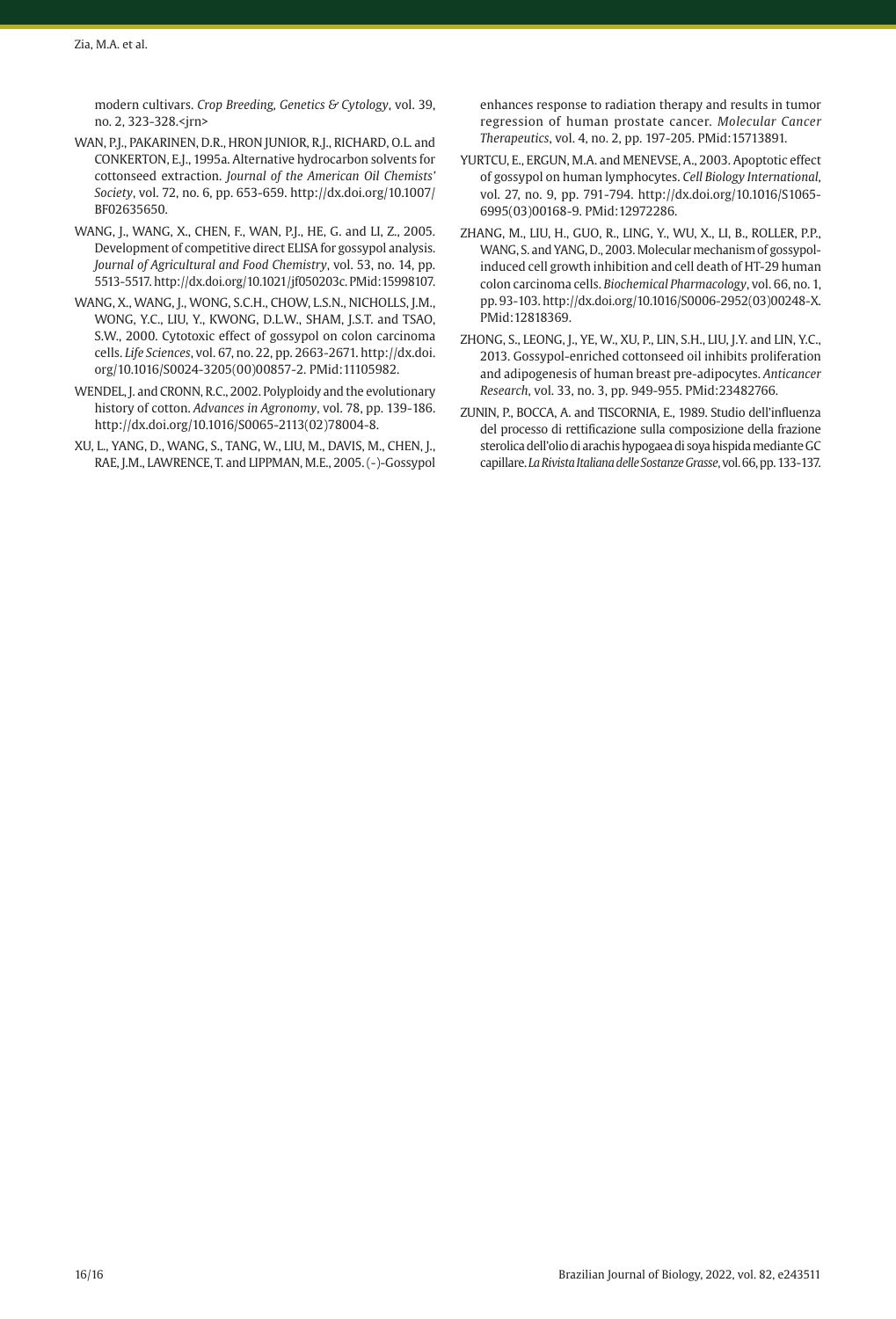modern cultivars. *Crop Breeding, Genetics & Cytology*, vol. 39, no. 2, 323-328.<jrn>

WAN, P.J., PAKARINEN, D.R., HRON JUNIOR, R.J., RICHARD, O.L. and CONKERTON, E.J., 1995a. Alternative hydrocarbon solvents for cottonseed extraction. *Journal of the American Oil Chemists' Society*, vol. 72, no. 6, pp. 653-659. http://dx.doi.org/10.1007/BF02635650.

WANG, J., WANG, X., CHEN, F., WAN, P.J., HE, G. and LI, Z., 2005. Development of competitive direct ELISA for gossypol analysis. *Journal of Agricultural and Food Chemistry*, vol. 53, no. 14, pp. 5513-5517. http://dx.doi.org/10.1021/jf050203c. PMid:15998107.

WANG, X., WANG, J., WONG, S.C.H., CHOW, L.S.N., NICHOLLS, J.M., WONG, Y.C., LIU, Y., KWONG, D.L.W., SHAM, J.S.T. and TSAO, S.W., 2000. Cytotoxic effect of gossypol on colon carcinoma cells. *Life Sciences*, vol. 67, no. 22, pp. 2663-2671. http://dx.doi.org/10.1016/S0024-3205(00)00857-2. PMid:11105982.

WENDEL, J. and CRONN, R.C., 2002. Polyploidy and the evolutionary history of cotton. *Advances in Agronomy*, vol. 78, pp. 139-186. http://dx.doi.org/10.1016/S0065-2113(02)78004-8.

XU, L., YANG, D., WANG, S., TANG, W., LIU, M., DAVIS, M., CHEN, J., RAE, J.M., LAWRENCE, T. and LIPPMAN, M.E., 2005. (-)-Gossypol enhances response to radiation therapy and results in tumor regression of human prostate cancer. *Molecular Cancer Therapeutics*, vol. 4, no. 2, pp. 197-205. PMid:15713891.

YURTCU, E., ERGUN, M.A. and MENEVSE, A., 2003. Apoptotic effect of gossypol on human lymphocytes. *Cell Biology International*, vol. 27, no. 9, pp. 791-794. http://dx.doi.org/10.1016/S1065-6995(03)00168-9. PMid:12972286.

ZHANG, M., LIU, H., GUO, R., LING, Y., WU, X., LI, B., ROLLER, P.P., WANG, S. and YANG, D., 2003. Molecular mechanism of gossypol-induced cell growth inhibition and cell death of HT-29 human colon carcinoma cells. *Biochemical Pharmacology*, vol. 66, no. 1, pp. 93-103. http://dx.doi.org/10.1016/S0006-2952(03)00248-X. PMid:12818369.

ZHONG, S., LEONG, J., YE, W., XU, P., LIN, S.H., LIU, J.Y. and LIN, Y.C., 2013. Gossypol-enriched cottonseed oil inhibits proliferation and adipogenesis of human breast pre-adipocytes. *Anticancer Research*, vol. 33, no. 3, pp. 949-955. PMid:23482766.

ZUNIN, P., BOCCA, A. and TISCORNIA, E., 1989. Studio dell'influenza del processo di rettificazione sulla composizione della frazione sterolica dell'olio di arachis hypogaea di soya hispida mediante GC capillare. *La Rivista Italiana delle Sostanze Grasse*, vol. 66, pp. 133-137.